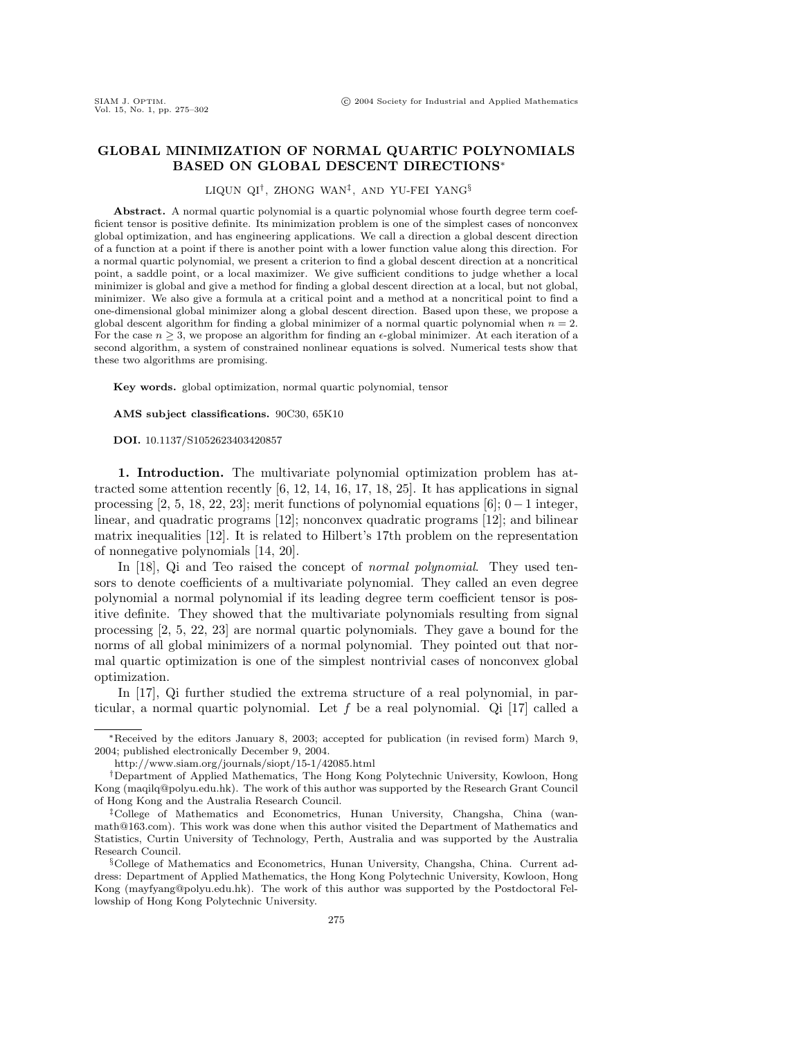# GLOBAL MINIMIZATION OF NORMAL QUARTIC POLYNOMIALS BASED ON GLOBAL DESCENT DIRECTIONS*

LIQUN QI†, ZHONG WAN‡, AND YU-FEI YANG§

**Abstract.** A normal quartic polynomial is a quartic polynomial whose fourth degree term coefficient tensor is positive definite. Its minimization problem is one of the simplest cases of nonconvex global optimization, and has engineering applications. We call a direction a global descent direction of a function at a point if there is another point with a lower function value along this direction. For a normal quartic polynomial, we present a criterion to find a global descent direction at a noncritical point, a saddle point, or a local maximizer. We give sufficient conditions to judge whether a local minimizer is global and give a method for finding a global descent direction at a local, but not global, minimizer. We also give a formula at a critical point and a method at a noncritical point to find a one-dimensional global minimizer along a global descent direction. Based upon these, we propose a global descent algorithm for finding a global minimizer of a normal quartic polynomial when $n = 2$. For the case $n \geq 3$, we propose an algorithm for finding an $\epsilon$-global minimizer. At each iteration of a second algorithm, a system of constrained nonlinear equations is solved. Numerical tests show that these two algorithms are promising.

**Key words.** global optimization, normal quartic polynomial, tensor

**AMS subject classifications.** 90C30, 65K10

**DOI.** 10.1137/S1052623403420857

## 1. Introduction.

The multivariate polynomial optimization problem has attracted some attention recently [6, 12, 14, 16, 17, 18, 25]. It has applications in signal processing [2, 5, 18, 22, 23]; merit functions of polynomial equations [6]; $0-1$ integer, linear, and quadratic programs [12]; nonconvex quadratic programs [12]; and bilinear matrix inequalities [12]. It is related to Hilbert's 17th problem on the representation of nonnegative polynomials [14, 20].

In [18], Qi and Teo raised the concept of *normal polynomial*. They used tensors to denote coefficients of a multivariate polynomial. They called an even degree polynomial a normal polynomial if its leading degree term coefficient tensor is positive definite. They showed that the multivariate polynomials resulting from signal processing [2, 5, 22, 23] are normal quartic polynomials. They gave a bound for the norms of all global minimizers of a normal polynomial. They pointed out that normal quartic optimization is one of the simplest nontrivial cases of nonconvex global optimization.

In [17], Qi further studied the extrema structure of a real polynomial, in particular, a normal quartic polynomial. Let $f$ be a real polynomial. Qi [17] called a

---

*Received by the editors January 8, 2003; accepted for publication (in revised form) March 9, 2004; published electronically December 9, 2004.

http://www.siam.org/journals/siopt/15-1/42085.html

†Department of Applied Mathematics, The Hong Kong Polytechnic University, Kowloon, Hong Kong (maqilq@polyu.edu.hk). The work of this author was supported by the Research Grant Council of Hong Kong and the Australia Research Council.

‡College of Mathematics and Econometrics, Hunan University, Changsha, China (wanmath@163.com). This work was done when this author visited the Department of Mathematics and Statistics, Curtin University of Technology, Perth, Australia and was supported by the Australia Research Council.

§College of Mathematics and Econometrics, Hunan University, Changsha, China. Current address: Department of Applied Mathematics, the Hong Kong Polytechnic University, Kowloon, Hong Kong (mayfyang@polyu.edu.hk). The work of this author was supported by the Postdoctoral Fellowship of Hong Kong Polytechnic University.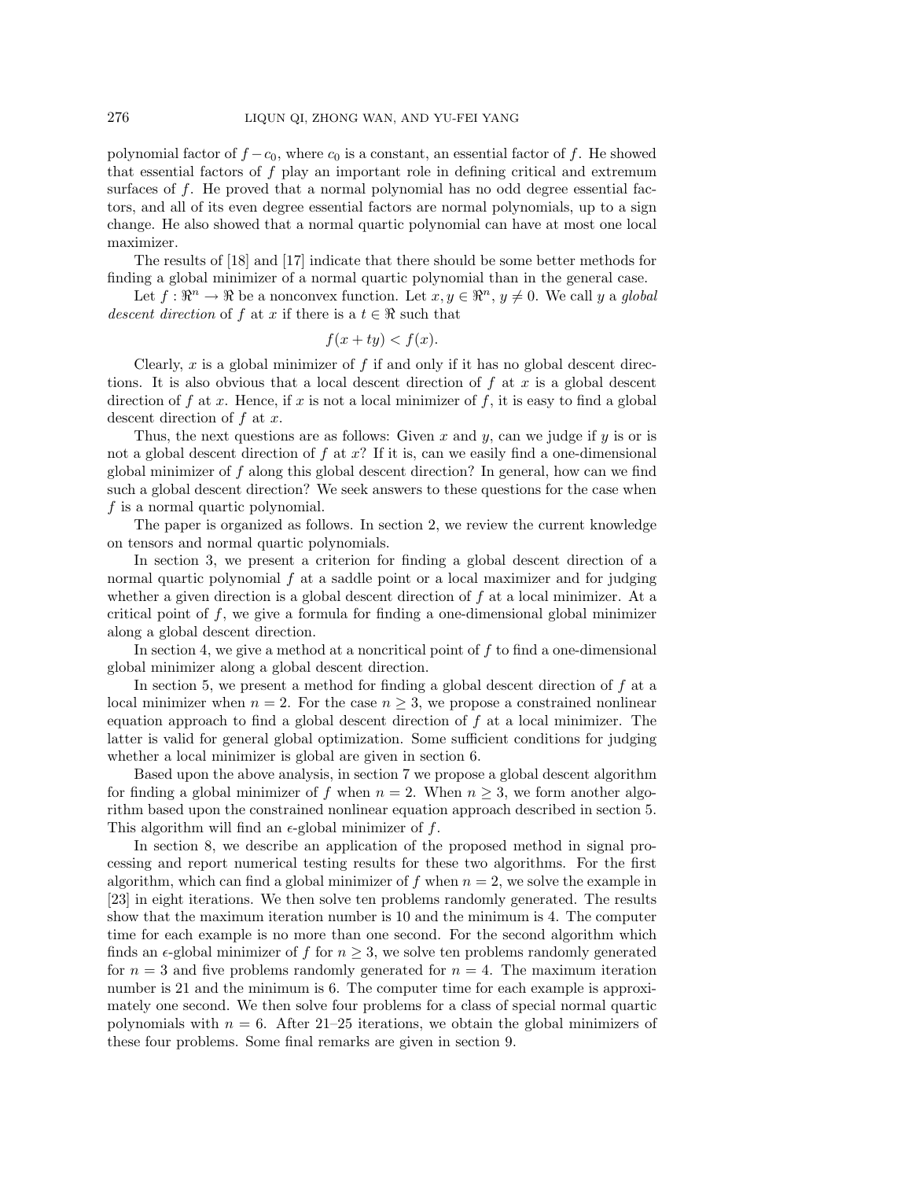polynomial factor of $f - c_0$, where $c_0$ is a constant, an essential factor of $f$. He showed that essential factors of $f$ play an important role in defining critical and extremum surfaces of $f$. He proved that a normal polynomial has no odd degree essential factors, and all of its even degree essential factors are normal polynomials, up to a sign change. He also showed that a normal quartic polynomial can have at most one local maximizer.

The results of [18] and [17] indicate that there should be some better methods for finding a global minimizer of a normal quartic polynomial than in the general case.

Let $f : \Re^n \to \Re$ be a nonconvex function. Let $x, y \in \Re^n$, $y \neq 0$. We call $y$ a *global descent direction* of $f$ at $x$ if there is a $t \in \Re$ such that

$$f(x + ty) < f(x).$$

Clearly, $x$ is a global minimizer of $f$ if and only if it has no global descent directions. It is also obvious that a local descent direction of $f$ at $x$ is a global descent direction of $f$ at $x$. Hence, if $x$ is not a local minimizer of $f$, it is easy to find a global descent direction of $f$ at $x$.

Thus, the next questions are as follows: Given $x$ and $y$, can we judge if $y$ is or is not a global descent direction of $f$ at $x$? If it is, can we easily find a one-dimensional global minimizer of $f$ along this global descent direction? In general, how can we find such a global descent direction? We seek answers to these questions for the case when $f$ is a normal quartic polynomial.

The paper is organized as follows. In section 2, we review the current knowledge on tensors and normal quartic polynomials.

In section 3, we present a criterion for finding a global descent direction of a normal quartic polynomial $f$ at a saddle point or a local maximizer and for judging whether a given direction is a global descent direction of $f$ at a local minimizer. At a critical point of $f$, we give a formula for finding a one-dimensional global minimizer along a global descent direction.

In section 4, we give a method at a noncritical point of $f$ to find a one-dimensional global minimizer along a global descent direction.

In section 5, we present a method for finding a global descent direction of $f$ at a local minimizer when $n = 2$. For the case $n \geq 3$, we propose a constrained nonlinear equation approach to find a global descent direction of $f$ at a local minimizer. The latter is valid for general global optimization. Some sufficient conditions for judging whether a local minimizer is global are given in section 6.

Based upon the above analysis, in section 7 we propose a global descent algorithm for finding a global minimizer of $f$ when $n = 2$. When $n \geq 3$, we form another algorithm based upon the constrained nonlinear equation approach described in section 5. This algorithm will find an $\epsilon$-global minimizer of $f$.

In section 8, we describe an application of the proposed method in signal processing and report numerical testing results for these two algorithms. For the first algorithm, which can find a global minimizer of $f$ when $n = 2$, we solve the example in [23] in eight iterations. We then solve ten problems randomly generated. The results show that the maximum iteration number is 10 and the minimum is 4. The computer time for each example is no more than one second. For the second algorithm which finds an $\epsilon$-global minimizer of $f$ for $n \geq 3$, we solve ten problems randomly generated for $n = 3$ and five problems randomly generated for $n = 4$. The maximum iteration number is 21 and the minimum is 6. The computer time for each example is approximately one second. We then solve four problems for a class of special normal quartic polynomials with $n = 6$. After 21–25 iterations, we obtain the global minimizers of these four problems. Some final remarks are given in section 9.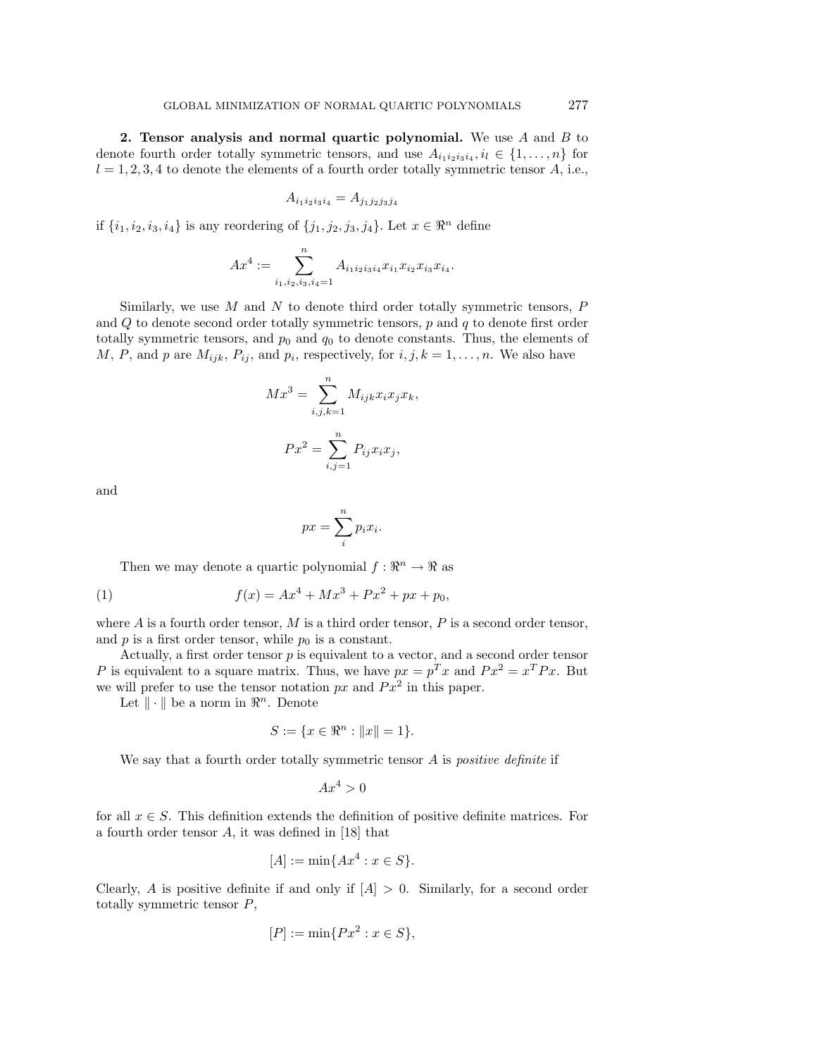**2. Tensor analysis and normal quartic polynomial.** We use $A$ and $B$ to denote fourth order totally symmetric tensors, and use $A_{i_1 i_2 i_3 i_4}, i_l \in \{1, \ldots, n\}$ for $l = 1, 2, 3, 4$ to denote the elements of a fourth order totally symmetric tensor $A$, i.e.,

$$A_{i_1 i_2 i_3 i_4} = A_{j_1 j_2 j_3 j_4}$$

if $\{i_1, i_2, i_3, i_4\}$ is any reordering of $\{j_1, j_2, j_3, j_4\}$. Let $x \in \Re^n$ define

$$Ax^4 := \sum_{i_1, i_2, i_3, i_4 = 1}^{n} A_{i_1 i_2 i_3 i_4} x_{i_1} x_{i_2} x_{i_3} x_{i_4}.$$

Similarly, we use $M$ and $N$ to denote third order totally symmetric tensors, $P$ and $Q$ to denote second order totally symmetric tensors, $p$ and $q$ to denote first order totally symmetric tensors, and $p_0$ and $q_0$ to denote constants. Thus, the elements of $M$, $P$, and $p$ are $M_{ijk}$, $P_{ij}$, and $p_i$, respectively, for $i, j, k = 1, \ldots, n$. We also have

$$Mx^3 = \sum_{i,j,k=1}^{n} M_{ijk} x_i x_j x_k,$$

$$Px^2 = \sum_{i,j=1}^{n} P_{ij} x_i x_j,$$

and

$$px = \sum_{i}^{n} p_i x_i.$$

Then we may denote a quartic polynomial $f : \Re^n \to \Re$ as

$$f(x) = Ax^4 + Mx^3 + Px^2 + px + p_0, \tag{1}$$

where $A$ is a fourth order tensor, $M$ is a third order tensor, $P$ is a second order tensor, and $p$ is a first order tensor, while $p_0$ is a constant.

Actually, a first order tensor $p$ is equivalent to a vector, and a second order tensor $P$ is equivalent to a square matrix. Thus, we have $px = p^T x$ and $Px^2 = x^T P x$. But we will prefer to use the tensor notation $px$ and $Px^2$ in this paper.

Let $\| \cdot \|$ be a norm in $\Re^n$. Denote

$$S := \{x \in \Re^n : \|x\| = 1\}.$$

We say that a fourth order totally symmetric tensor $A$ is *positive definite* if

$$Ax^4 > 0$$

for all $x \in S$. This definition extends the definition of positive definite matrices. For a fourth order tensor $A$, it was defined in [18] that

$$[A] := \min\{Ax^4 : x \in S\}.$$

Clearly, $A$ is positive definite if and only if $[A] > 0$. Similarly, for a second order totally symmetric tensor $P$,

$$[P] := \min\{Px^2 : x \in S\},$$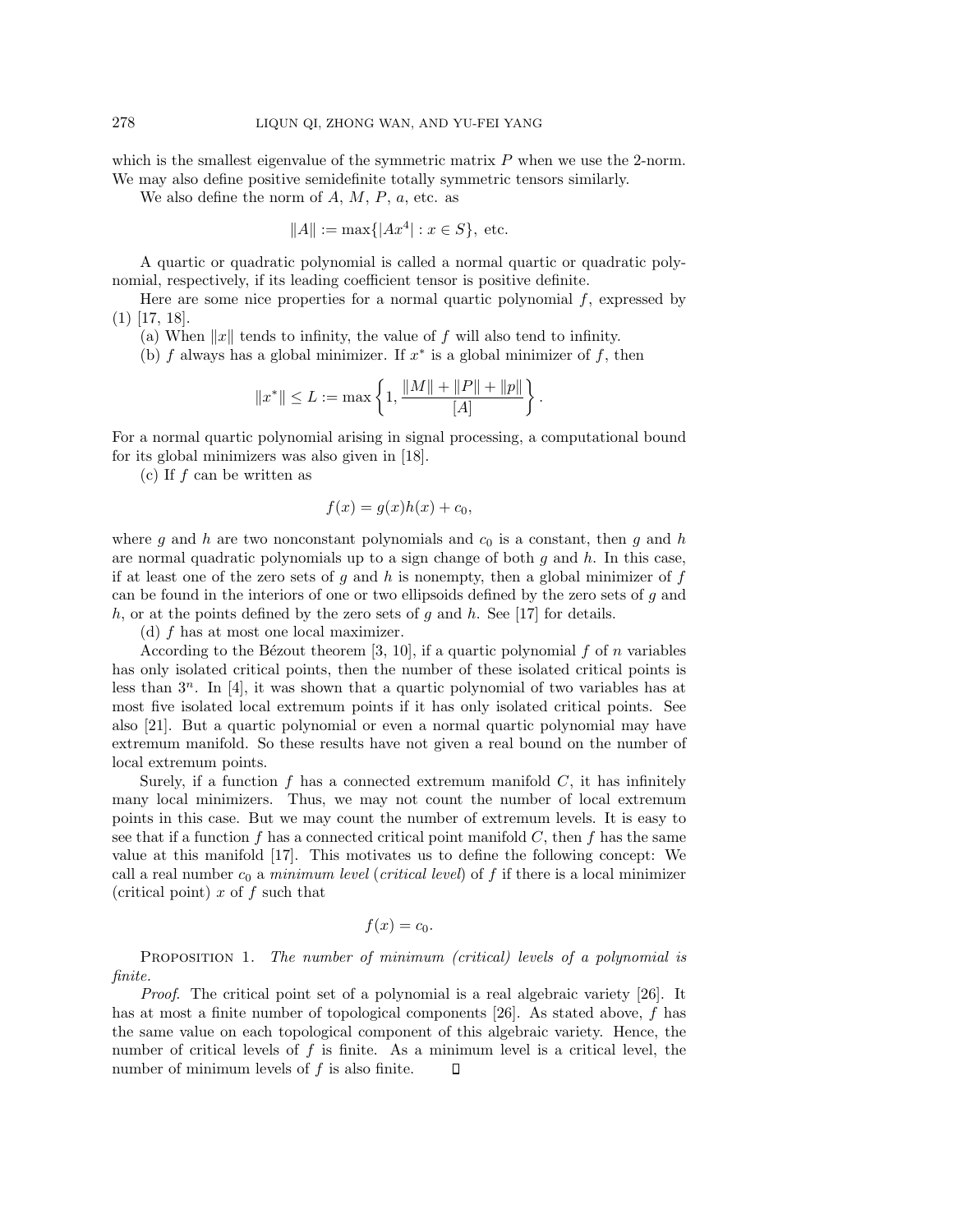which is the smallest eigenvalue of the symmetric matrix $P$ when we use the 2-norm. We may also define positive semidefinite totally symmetric tensors similarly.

We also define the norm of $A$, $M$, $P$, $a$, etc. as

$$\|A\| := \max\{|Ax^4| : x \in S\}, \text{ etc.}$$

A quartic or quadratic polynomial is called a normal quartic or quadratic polynomial, respectively, if its leading coefficient tensor is positive definite.

Here are some nice properties for a normal quartic polynomial $f$, expressed by (1) [17, 18].

(a) When $\|x\|$ tends to infinity, the value of $f$ will also tend to infinity.

(b) $f$ always has a global minimizer. If $x^*$ is a global minimizer of $f$, then

$$\|x^*\| \leq L := \max\left\{1, \frac{\|M\| + \|P\| + \|p\|}{[A]}\right\}.$$

For a normal quartic polynomial arising in signal processing, a computational bound for its global minimizers was also given in [18].

(c) If $f$ can be written as

$$f(x) = g(x)h(x) + c_0,$$

where $g$ and $h$ are two nonconstant polynomials and $c_0$ is a constant, then $g$ and $h$ are normal quadratic polynomials up to a sign change of both $g$ and $h$. In this case, if at least one of the zero sets of $g$ and $h$ is nonempty, then a global minimizer of $f$ can be found in the interiors of one or two ellipsoids defined by the zero sets of $g$ and $h$, or at the points defined by the zero sets of $g$ and $h$. See [17] for details.

(d) $f$ has at most one local maximizer.

According to the Bézout theorem [3, 10], if a quartic polynomial $f$ of $n$ variables has only isolated critical points, then the number of these isolated critical points is less than $3^n$. In [4], it was shown that a quartic polynomial of two variables has at most five isolated local extremum points if it has only isolated critical points. See also [21]. But a quartic polynomial or even a normal quartic polynomial may have extremum manifold. So these results have not given a real bound on the number of local extremum points.

Surely, if a function $f$ has a connected extremum manifold $C$, it has infinitely many local minimizers. Thus, we may not count the number of local extremum points in this case. But we may count the number of extremum levels. It is easy to see that if a function $f$ has a connected critical point manifold $C$, then $f$ has the same value at this manifold [17]. This motivates us to define the following concept: We call a real number $c_0$ a *minimum level* (*critical level*) of $f$ if there is a local minimizer (critical point) $x$ of $f$ such that

$$f(x) = c_0.$$

PROPOSITION 1. *The number of minimum (critical) levels of a polynomial is finite.*

*Proof.* The critical point set of a polynomial is a real algebraic variety [26]. It has at most a finite number of topological components [26]. As stated above, $f$ has the same value on each topological component of this algebraic variety. Hence, the number of critical levels of $f$ is finite. As a minimum level is a critical level, the number of minimum levels of $f$ is also finite. ◻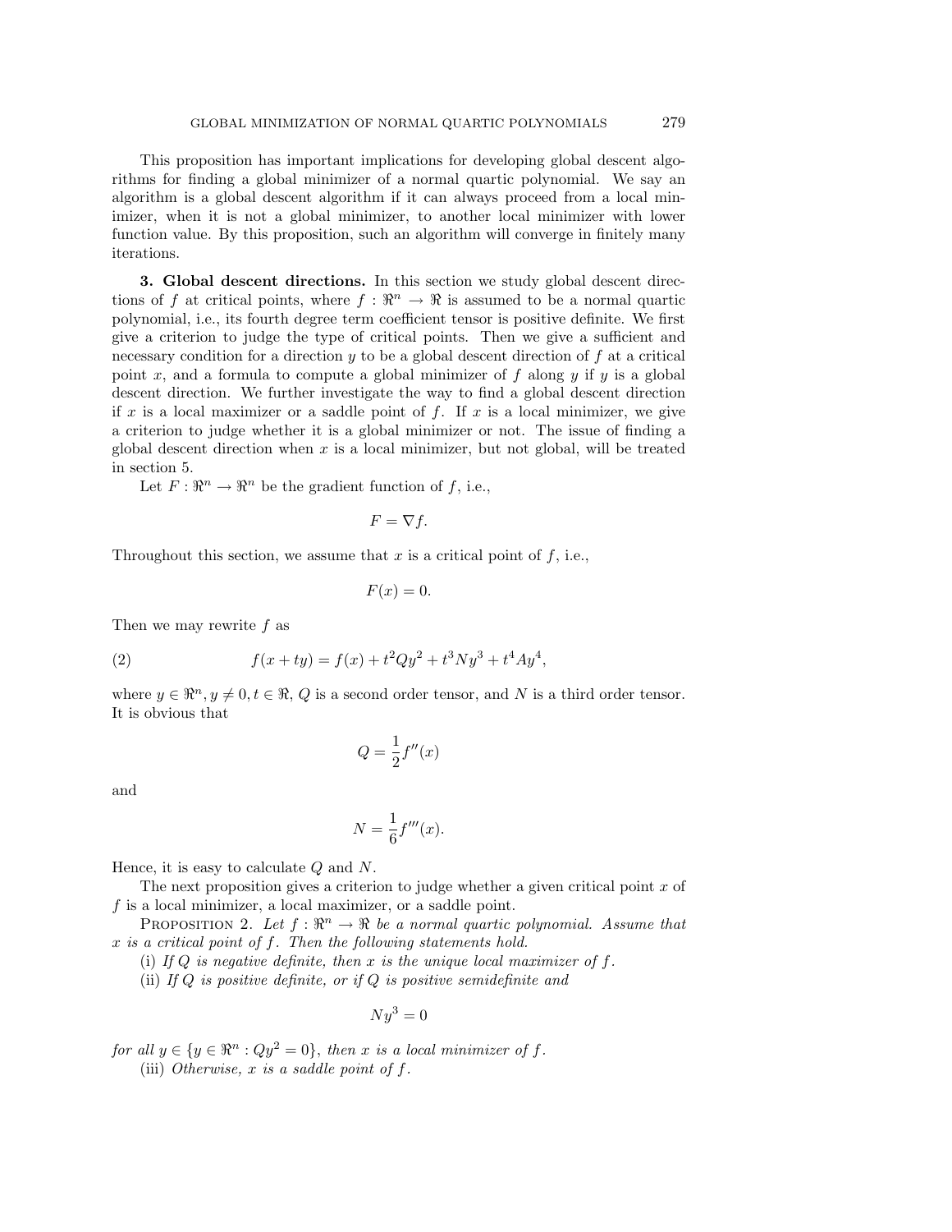This proposition has important implications for developing global descent algorithms for finding a global minimizer of a normal quartic polynomial. We say an algorithm is a global descent algorithm if it can always proceed from a local minimizer, when it is not a global minimizer, to another local minimizer with lower function value. By this proposition, such an algorithm will converge in finitely many iterations.

**3. Global descent directions.** In this section we study global descent directions of $f$ at critical points, where $f : \Re^n \to \Re$ is assumed to be a normal quartic polynomial, i.e., its fourth degree term coefficient tensor is positive definite. We first give a criterion to judge the type of critical points. Then we give a sufficient and necessary condition for a direction $y$ to be a global descent direction of $f$ at a critical point $x$, and a formula to compute a global minimizer of $f$ along $y$ if $y$ is a global descent direction. We further investigate the way to find a global descent direction if $x$ is a local maximizer or a saddle point of $f$. If $x$ is a local minimizer, we give a criterion to judge whether it is a global minimizer or not. The issue of finding a global descent direction when $x$ is a local minimizer, but not global, will be treated in section 5.

Let $F : \Re^n \to \Re^n$ be the gradient function of $f$, i.e.,

$$F = \nabla f.$$

Throughout this section, we assume that $x$ is a critical point of $f$, i.e.,

$$F(x) = 0.$$

Then we may rewrite $f$ as

$$f(x + ty) = f(x) + t^2 Qy^2 + t^3 Ny^3 + t^4 Ay^4, \tag{2}$$

where $y \in \Re^n, y \neq 0, t \in \Re$, $Q$ is a second order tensor, and $N$ is a third order tensor. It is obvious that

$$Q = \frac{1}{2} f''(x)$$

and

$$N = \frac{1}{6} f'''(x).$$

Hence, it is easy to calculate $Q$ and $N$.

The next proposition gives a criterion to judge whether a given critical point $x$ of $f$ is a local minimizer, a local maximizer, or a saddle point.

Proposition 2. *Let $f : \Re^n \to \Re$ be a normal quartic polynomial. Assume that $x$ is a critical point of $f$. Then the following statements hold.*

(i) *If $Q$ is negative definite, then $x$ is the unique local maximizer of $f$.*

(ii) *If $Q$ is positive definite, or if $Q$ is positive semidefinite and*

$$Ny^3 = 0$$

*for all $y \in \{y \in \Re^n : Qy^2 = 0\}$, then $x$ is a local minimizer of $f$.*

(iii) *Otherwise, $x$ is a saddle point of $f$.*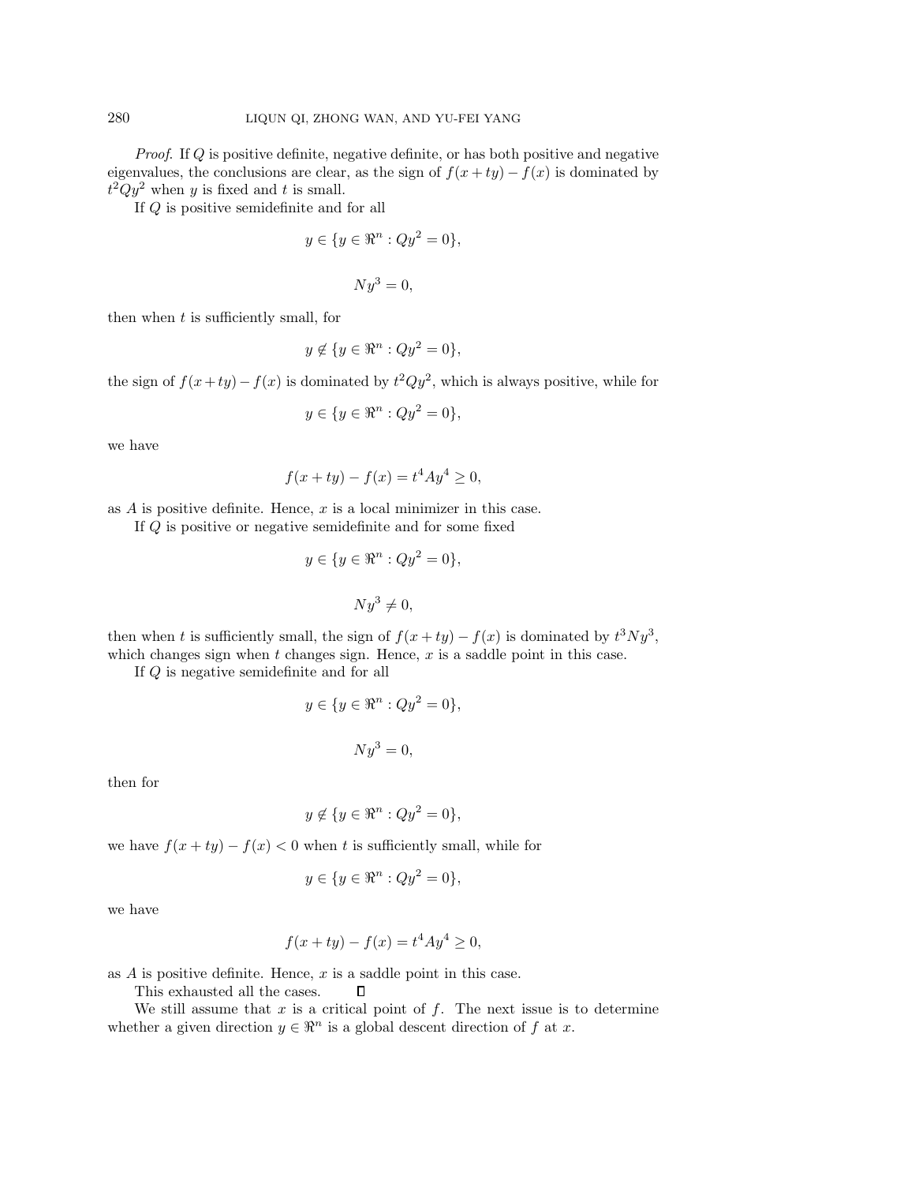*Proof*. If $Q$ is positive definite, negative definite, or has both positive and negative eigenvalues, the conclusions are clear, as the sign of $f(x+ty) - f(x)$ is dominated by $t^2Qy^2$ when $y$ is fixed and $t$ is small.

If $Q$ is positive semidefinite and for all

$$y \in \{y \in \Re^n : Qy^2 = 0\},$$

$$Ny^3 = 0,$$

then when $t$ is sufficiently small, for

$$y \notin \{y \in \Re^n : Qy^2 = 0\},$$

the sign of $f(x+ty) - f(x)$ is dominated by $t^2Qy^2$, which is always positive, while for

$$y \in \{y \in \Re^n : Qy^2 = 0\},$$

we have

$$f(x+ty) - f(x) = t^4Ay^4 \geq 0,$$

as $A$ is positive definite. Hence, $x$ is a local minimizer in this case.

If $Q$ is positive or negative semidefinite and for some fixed

$$y \in \{y \in \Re^n : Qy^2 = 0\},$$

$$Ny^3 \neq 0,$$

then when $t$ is sufficiently small, the sign of $f(x+ty) - f(x)$ is dominated by $t^3Ny^3$, which changes sign when $t$ changes sign. Hence, $x$ is a saddle point in this case.

If $Q$ is negative semidefinite and for all

$$y \in \{y \in \Re^n : Qy^2 = 0\},$$

$$Ny^3 = 0,$$

then for

$$y \notin \{y \in \Re^n : Qy^2 = 0\},$$

we have $f(x+ty) - f(x) < 0$ when $t$ is sufficiently small, while for

$$y \in \{y \in \Re^n : Qy^2 = 0\},$$

we have

$$f(x+ty) - f(x) = t^4Ay^4 \geq 0,$$

as $A$ is positive definite. Hence, $x$ is a saddle point in this case.

This exhausted all the cases. ∎

We still assume that $x$ is a critical point of $f$. The next issue is to determine whether a given direction $y \in \Re^n$ is a global descent direction of $f$ at $x$.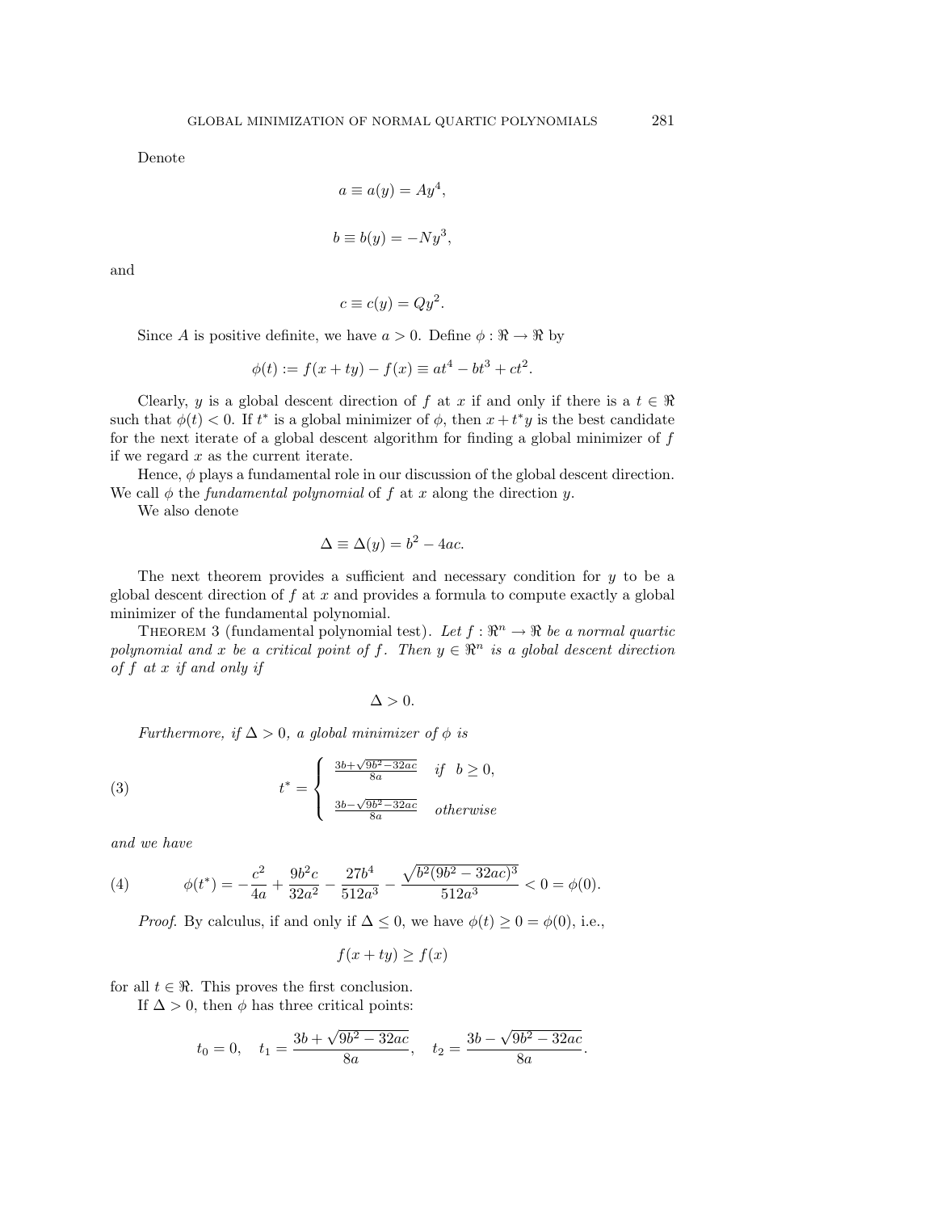Denote

$$a \equiv a(y) = Ay^4,$$

$$b \equiv b(y) = -Ny^3,$$

and

$$c \equiv c(y) = Qy^2.$$

Since $A$ is positive definite, we have $a > 0$. Define $\phi : \Re \to \Re$ by

$$\phi(t) := f(x + ty) - f(x) \equiv at^4 - bt^3 + ct^2.$$

Clearly, $y$ is a global descent direction of $f$ at $x$ if and only if there is a $t \in \Re$ such that $\phi(t) < 0$. If $t^*$ is a global minimizer of $\phi$, then $x + t^* y$ is the best candidate for the next iterate of a global descent algorithm for finding a global minimizer of $f$ if we regard $x$ as the current iterate.

Hence, $\phi$ plays a fundamental role in our discussion of the global descent direction. We call $\phi$ the *fundamental polynomial* of $f$ at $x$ along the direction $y$.

We also denote

$$\Delta \equiv \Delta(y) = b^2 - 4ac.$$

The next theorem provides a sufficient and necessary condition for $y$ to be a global descent direction of $f$ at $x$ and provides a formula to compute exactly a global minimizer of the fundamental polynomial.

THEOREM 3 (fundamental polynomial test). *Let $f : \Re^n \to \Re$ be a normal quartic polynomial and $x$ be a critical point of $f$. Then $y \in \Re^n$ is a global descent direction of $f$ at $x$ if and only if*

$$\Delta > 0.$$

*Furthermore, if $\Delta > 0$, a global minimizer of $\phi$ is*

$$t^* = \begin{cases} \frac{3b+\sqrt{9b^2-32ac}}{8a} & \text{if} \quad b \geq 0, \\ \frac{3b-\sqrt{9b^2-32ac}}{8a} & \text{otherwise} \end{cases} \tag{3}$$

*and we have*

$$\phi(t^*) = -\frac{c^2}{4a} + \frac{9b^2c}{32a^2} - \frac{27b^4}{512a^3} - \frac{\sqrt{b^2(9b^2 - 32ac)^3}}{512a^3} < 0 = \phi(0). \tag{4}$$

*Proof.* By calculus, if and only if $\Delta \leq 0$, we have $\phi(t) \geq 0 = \phi(0)$, i.e.,

$$f(x + ty) \geq f(x)$$

for all $t \in \Re$. This proves the first conclusion.

If $\Delta > 0$, then $\phi$ has three critical points:

$$t_0 = 0, \quad t_1 = \frac{3b + \sqrt{9b^2 - 32ac}}{8a}, \quad t_2 = \frac{3b - \sqrt{9b^2 - 32ac}}{8a}.$$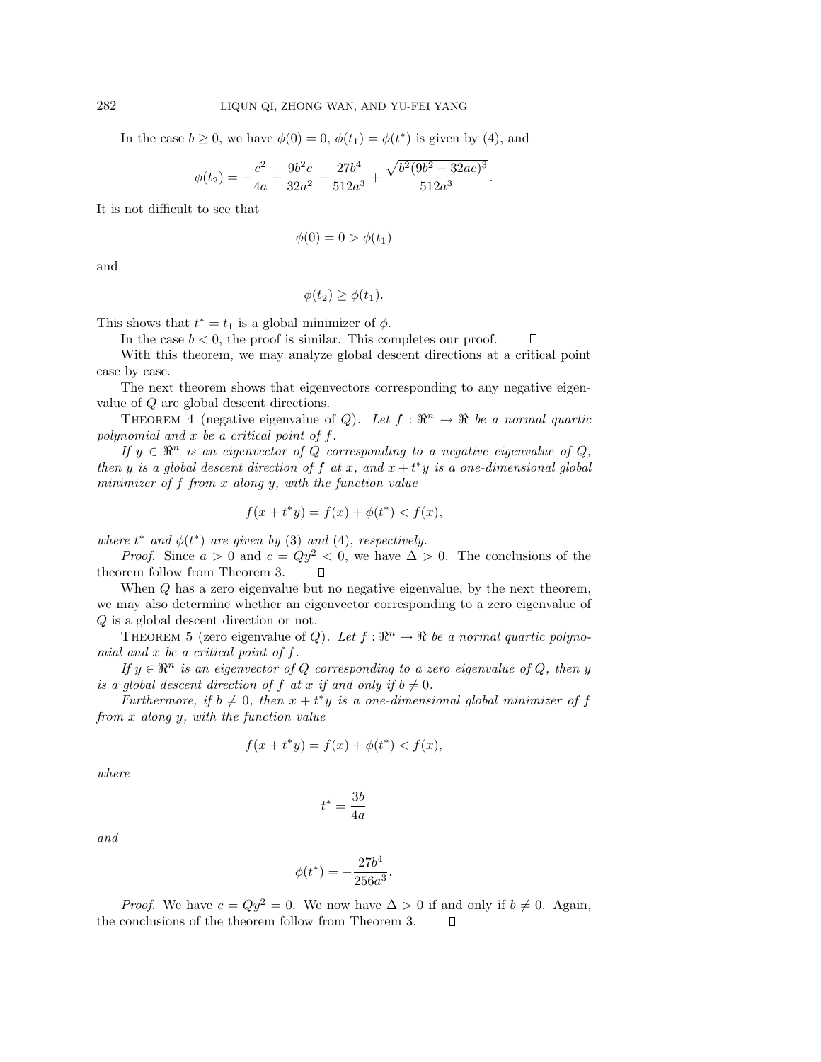In the case $b \geq 0$, we have $\phi(0) = 0$, $\phi(t_1) = \phi(t^*)$ is given by (4), and

$$\phi(t_2) = -\frac{c^2}{4a} + \frac{9b^2 c}{32a^2} - \frac{27b^4}{512a^3} + \frac{\sqrt{b^2(9b^2 - 32ac)^3}}{512a^3}.$$

It is not difficult to see that

$$\phi(0) = 0 > \phi(t_1)$$

and

$$\phi(t_2) \geq \phi(t_1).$$

This shows that $t^* = t_1$ is a global minimizer of $\phi$.

In the case $b < 0$, the proof is similar. This completes our proof. $\square$

With this theorem, we may analyze global descent directions at a critical point case by case.

The next theorem shows that eigenvectors corresponding to any negative eigenvalue of $Q$ are global descent directions.

Theorem 4 (negative eigenvalue of $Q$). *Let $f : \Re^n \to \Re$ be a normal quartic polynomial and $x$ be a critical point of $f$.*

*If $y \in \Re^n$ is an eigenvector of $Q$ corresponding to a negative eigenvalue of $Q$, then $y$ is a global descent direction of $f$ at $x$, and $x + t^* y$ is a one-dimensional global minimizer of $f$ from $x$ along $y$, with the function value*

$$f(x + t^* y) = f(x) + \phi(t^*) < f(x),$$

*where $t^*$ and $\phi(t^*)$ are given by* (3) *and* (4), *respectively.*

*Proof.* Since $a > 0$ and $c = Qy^2 < 0$, we have $\Delta > 0$. The conclusions of the theorem follow from Theorem 3. $\square$

When $Q$ has a zero eigenvalue but no negative eigenvalue, by the next theorem, we may also determine whether an eigenvector corresponding to a zero eigenvalue of $Q$ is a global descent direction or not.

Theorem 5 (zero eigenvalue of $Q$). *Let $f : \Re^n \to \Re$ be a normal quartic polynomial and $x$ be a critical point of $f$.*

*If $y \in \Re^n$ is an eigenvector of $Q$ corresponding to a zero eigenvalue of $Q$, then $y$ is a global descent direction of $f$ at $x$ if and only if $b \neq 0$.*

*Furthermore, if $b \neq 0$, then $x + t^* y$ is a one-dimensional global minimizer of $f$ from $x$ along $y$, with the function value*

$$f(x + t^* y) = f(x) + \phi(t^*) < f(x),$$

*where*

$$t^* = \frac{3b}{4a}$$

*and*

$$\phi(t^*) = -\frac{27b^4}{256a^3}.$$

*Proof.* We have $c = Qy^2 = 0$. We now have $\Delta > 0$ if and only if $b \neq 0$. Again, the conclusions of the theorem follow from Theorem 3. $\square$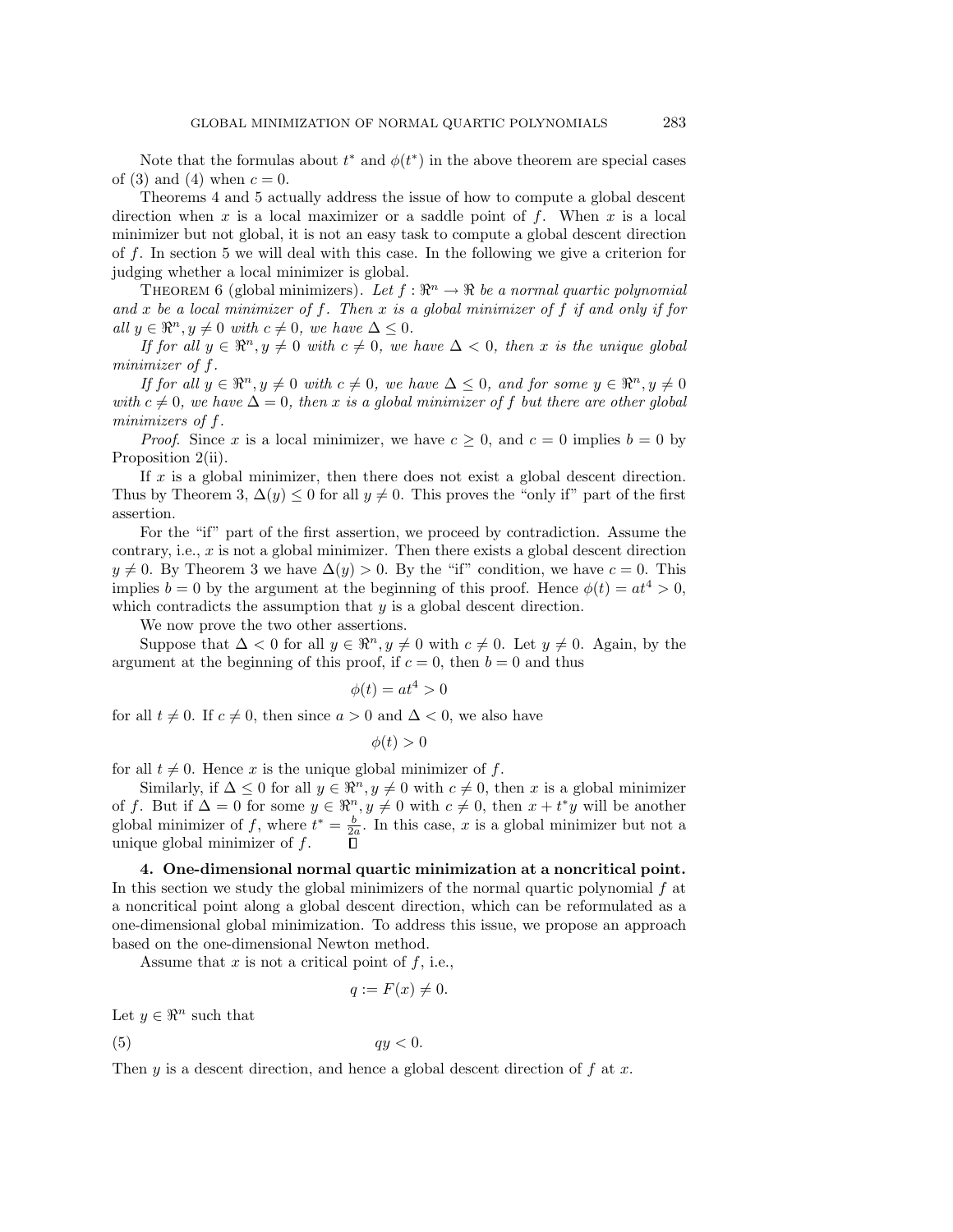Note that the formulas about $t^*$ and $\phi(t^*)$ in the above theorem are special cases of (3) and (4) when $c = 0$.

Theorems 4 and 5 actually address the issue of how to compute a global descent direction when $x$ is a local maximizer or a saddle point of $f$. When $x$ is a local minimizer but not global, it is not an easy task to compute a global descent direction of $f$. In section 5 we will deal with this case. In the following we give a criterion for judging whether a local minimizer is global.

Theorem 6 (global minimizers). *Let $f : \Re^n \to \Re$ be a normal quartic polynomial and $x$ be a local minimizer of $f$. Then $x$ is a global minimizer of $f$ if and only if for all $y \in \Re^n, y \neq 0$ with $c \neq 0$, we have $\Delta \leq 0$.*

*If for all $y \in \Re^n, y \neq 0$ with $c \neq 0$, we have $\Delta < 0$, then $x$ is the unique global minimizer of $f$.*

*If for all $y \in \Re^n, y \neq 0$ with $c \neq 0$, we have $\Delta \leq 0$, and for some $y \in \Re^n, y \neq 0$ with $c \neq 0$, we have $\Delta = 0$, then $x$ is a global minimizer of $f$ but there are other global minimizers of $f$.*

*Proof.* Since $x$ is a local minimizer, we have $c \geq 0$, and $c = 0$ implies $b = 0$ by Proposition 2(ii).

If $x$ is a global minimizer, then there does not exist a global descent direction. Thus by Theorem 3, $\Delta(y) \leq 0$ for all $y \neq 0$. This proves the "only if" part of the first assertion.

For the "if" part of the first assertion, we proceed by contradiction. Assume the contrary, i.e., $x$ is not a global minimizer. Then there exists a global descent direction $y \neq 0$. By Theorem 3 we have $\Delta(y) > 0$. By the "if" condition, we have $c = 0$. This implies $b = 0$ by the argument at the beginning of this proof. Hence $\phi(t) = at^4 > 0$, which contradicts the assumption that $y$ is a global descent direction.

We now prove the two other assertions.

Suppose that $\Delta < 0$ for all $y \in \Re^n, y \neq 0$ with $c \neq 0$. Let $y \neq 0$. Again, by the argument at the beginning of this proof, if $c = 0$, then $b = 0$ and thus

$$\phi(t) = at^4 > 0$$

for all $t \neq 0$. If $c \neq 0$, then since $a > 0$ and $\Delta < 0$, we also have

$$\phi(t) > 0$$

for all $t \neq 0$. Hence $x$ is the unique global minimizer of $f$.

Similarly, if $\Delta \leq 0$ for all $y \in \Re^n, y \neq 0$ with $c \neq 0$, then $x$ is a global minimizer of $f$. But if $\Delta = 0$ for some $y \in \Re^n, y \neq 0$ with $c \neq 0$, then $x + t^*y$ will be another global minimizer of $f$, where $t^* = \frac{b}{2a}$. In this case, $x$ is a global minimizer but not a unique global minimizer of $f$. ∎

**4. One-dimensional normal quartic minimization at a noncritical point.** In this section we study the global minimizers of the normal quartic polynomial $f$ at a noncritical point along a global descent direction, which can be reformulated as a one-dimensional global minimization. To address this issue, we propose an approach based on the one-dimensional Newton method.

Assume that $x$ is not a critical point of $f$, i.e.,

$$q := F(x) \neq 0.$$

Let $y \in \Re^n$ such that

$$qy < 0. \tag{5}$$

Then $y$ is a descent direction, and hence a global descent direction of $f$ at $x$.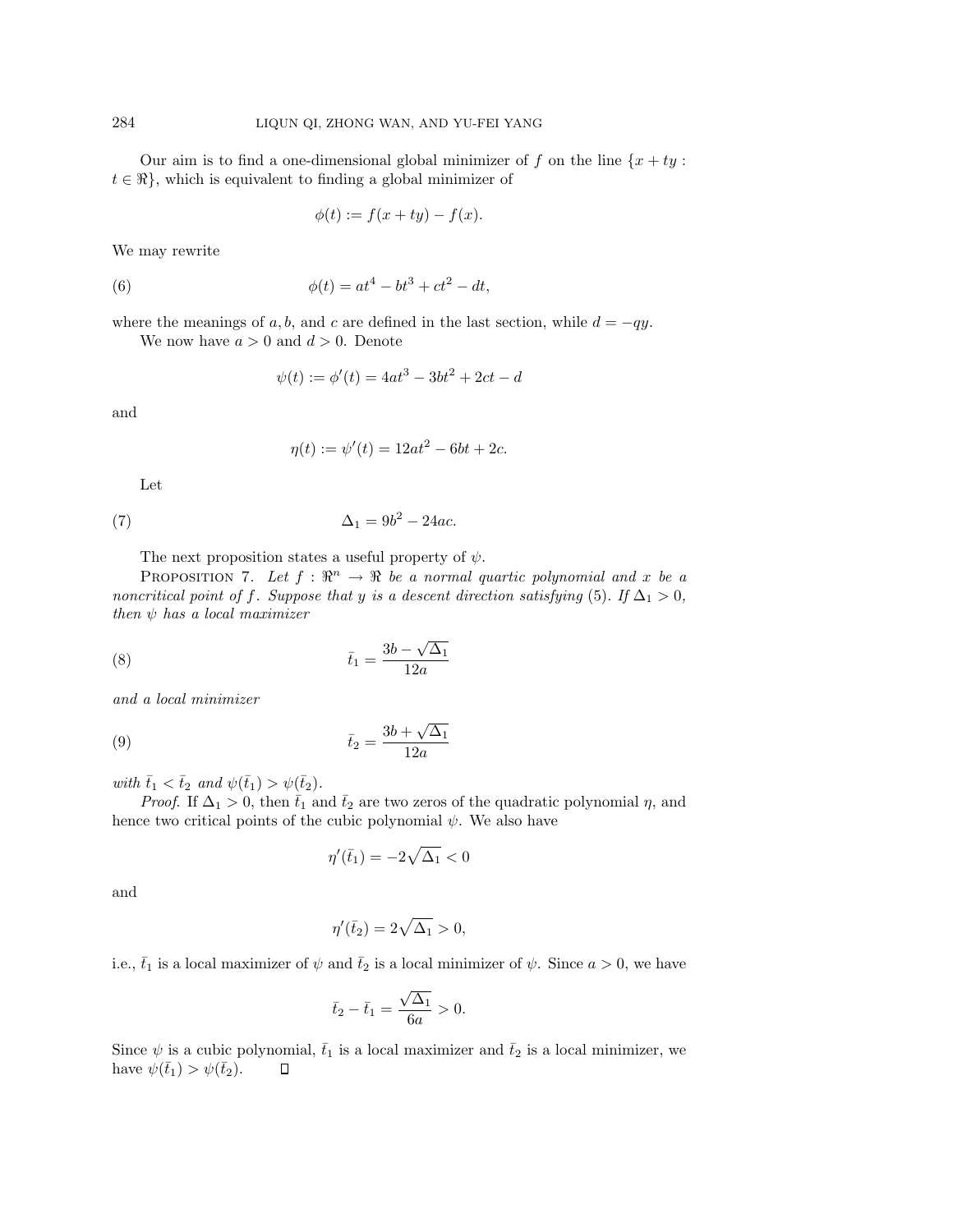Our aim is to find a one-dimensional global minimizer of $f$ on the line $\{x + ty : t \in \Re\}$, which is equivalent to finding a global minimizer of

$$\phi(t) := f(x + ty) - f(x).$$

We may rewrite

$$\phi(t) = at^4 - bt^3 + ct^2 - dt, \tag{6}$$

where the meanings of $a, b$, and $c$ are defined in the last section, while $d = -qy$.

We now have $a > 0$ and $d > 0$. Denote

$$\psi(t) := \phi'(t) = 4at^3 - 3bt^2 + 2ct - d$$

and

$$\eta(t) := \psi'(t) = 12at^2 - 6bt + 2c.$$

Let

$$\Delta_1 = 9b^2 - 24ac. \tag{7}$$

The next proposition states a useful property of $\psi$.

PROPOSITION 7. *Let $f : \Re^n \to \Re$ be a normal quartic polynomial and $x$ be a noncritical point of $f$. Suppose that $y$ is a descent direction satisfying* (5). *If $\Delta_1 > 0$, then $\psi$ has a local maximizer*

$$\bar{t}_1 = \frac{3b - \sqrt{\Delta_1}}{12a} \tag{8}$$

*and a local minimizer*

$$\bar{t}_2 = \frac{3b + \sqrt{\Delta_1}}{12a} \tag{9}$$

*with $\bar{t}_1 < \bar{t}_2$ and $\psi(\bar{t}_1) > \psi(\bar{t}_2)$.*

*Proof.* If $\Delta_1 > 0$, then $\bar{t}_1$ and $\bar{t}_2$ are two zeros of the quadratic polynomial $\eta$, and hence two critical points of the cubic polynomial $\psi$. We also have

$$\eta'(\bar{t}_1) = -2\sqrt{\Delta_1} < 0$$

and

$$\eta'(\bar{t}_2) = 2\sqrt{\Delta_1} > 0,$$

i.e., $\bar{t}_1$ is a local maximizer of $\psi$ and $\bar{t}_2$ is a local minimizer of $\psi$. Since $a > 0$, we have

$$\bar{t}_2 - \bar{t}_1 = \frac{\sqrt{\Delta_1}}{6a} > 0.$$

Since $\psi$ is a cubic polynomial, $\bar{t}_1$ is a local maximizer and $\bar{t}_2$ is a local minimizer, we have $\psi(\bar{t}_1) > \psi(\bar{t}_2)$. $\square$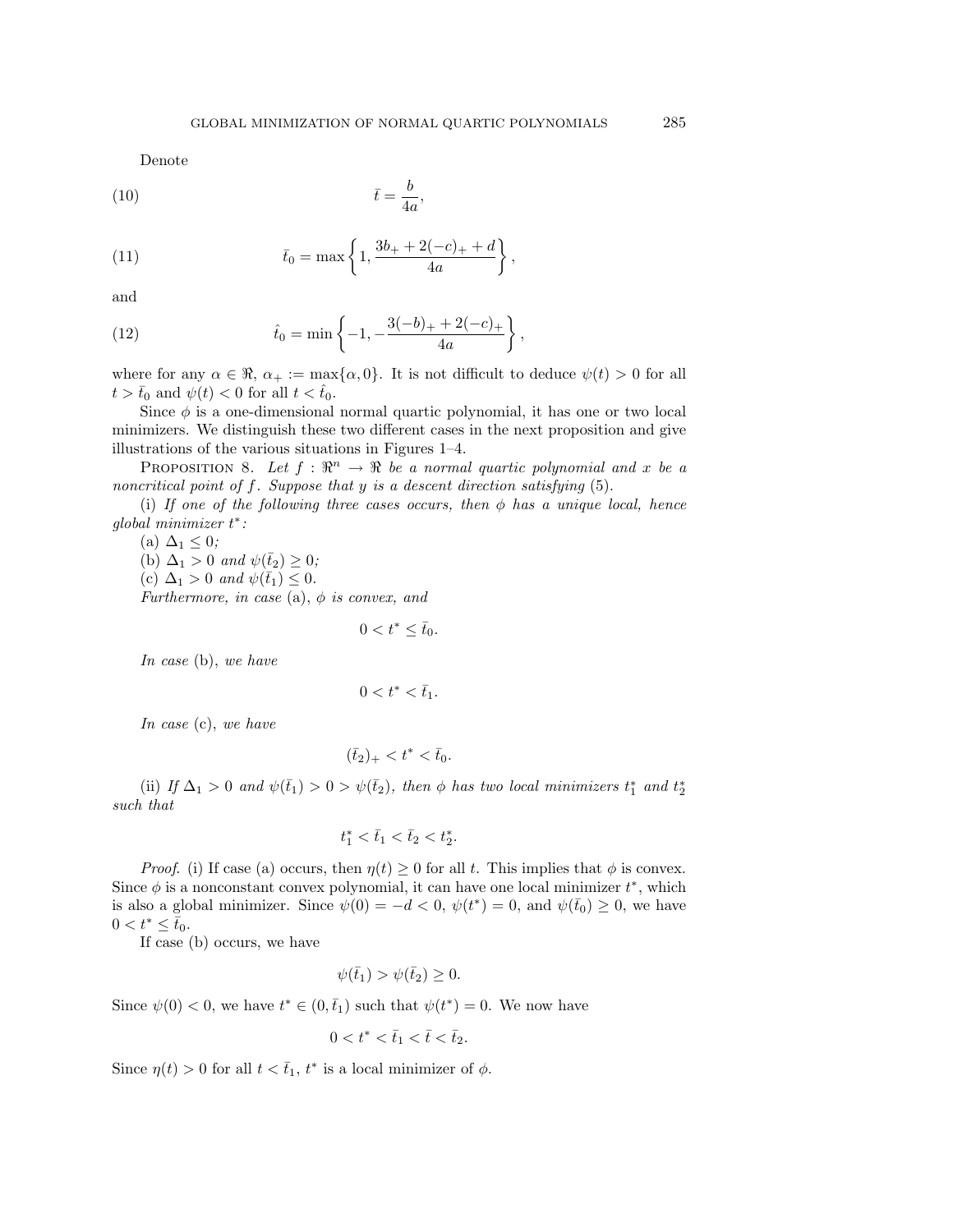Denote

$$\bar{t} = \frac{b}{4a}, \tag{10}$$

$$\bar{t}_0 = \max\left\{1, \frac{3b_+ + 2(-c)_+ + d}{4a}\right\}, \tag{11}$$

and

$$\hat{t}_0 = \min\left\{-1, -\frac{3(-b)_+ + 2(-c)_+}{4a}\right\}, \tag{12}$$

where for any $\alpha \in \Re$, $\alpha_+ := \max\{\alpha, 0\}$. It is not difficult to deduce $\psi(t) > 0$ for all $t > \bar{t}_0$ and $\psi(t) < 0$ for all $t < \hat{t}_0$.

Since $\phi$ is a one-dimensional normal quartic polynomial, it has one or two local minimizers. We distinguish these two different cases in the next proposition and give illustrations of the various situations in Figures 1–4.

Proposition 8. *Let $f : \Re^n \to \Re$ be a normal quartic polynomial and $x$ be a noncritical point of $f$. Suppose that $y$ is a descent direction satisfying* (5).

(i) *If one of the following three cases occurs, then $\phi$ has a unique local, hence global minimizer $t^*$:*

(a) $\Delta_1 \leq 0$*;*

(b) $\Delta_1 > 0$ *and* $\psi(\bar{t}_2) \geq 0$*;*

(c) $\Delta_1 > 0$ *and* $\psi(\bar{t}_1) \leq 0$.

*Furthermore, in case* (a), *$\phi$ is convex, and*

$$0 < t^* \leq \bar{t}_0.$$

*In case* (b), *we have*

$$0 < t^* < \bar{t}_1.$$

*In case* (c), *we have*

$$(\bar{t}_2)_+ < t^* < \bar{t}_0.$$

(ii) *If $\Delta_1 > 0$ and $\psi(\bar{t}_1) > 0 > \psi(\bar{t}_2)$, then $\phi$ has two local minimizers $t_1^*$ and $t_2^*$ such that*

$$t_1^* < \bar{t}_1 < \bar{t}_2 < t_2^*.$$

*Proof.* (i) If case (a) occurs, then $\eta(t) \geq 0$ for all $t$. This implies that $\phi$ is convex. Since $\phi$ is a nonconstant convex polynomial, it can have one local minimizer $t^*$, which is also a global minimizer. Since $\psi(0) = -d < 0$, $\psi(t^*) = 0$, and $\psi(\bar{t}_0) \geq 0$, we have $0 < t^* \leq \bar{t}_0$.

If case (b) occurs, we have

$$\psi(\bar{t}_1) > \psi(\bar{t}_2) \geq 0.$$

Since $\psi(0) < 0$, we have $t^* \in (0, \bar{t}_1)$ such that $\psi(t^*) = 0$. We now have

$$0 < t^* < \bar{t}_1 < \bar{t} < \bar{t}_2.$$

Since $\eta(t) > 0$ for all $t < \bar{t}_1$, $t^*$ is a local minimizer of $\phi$.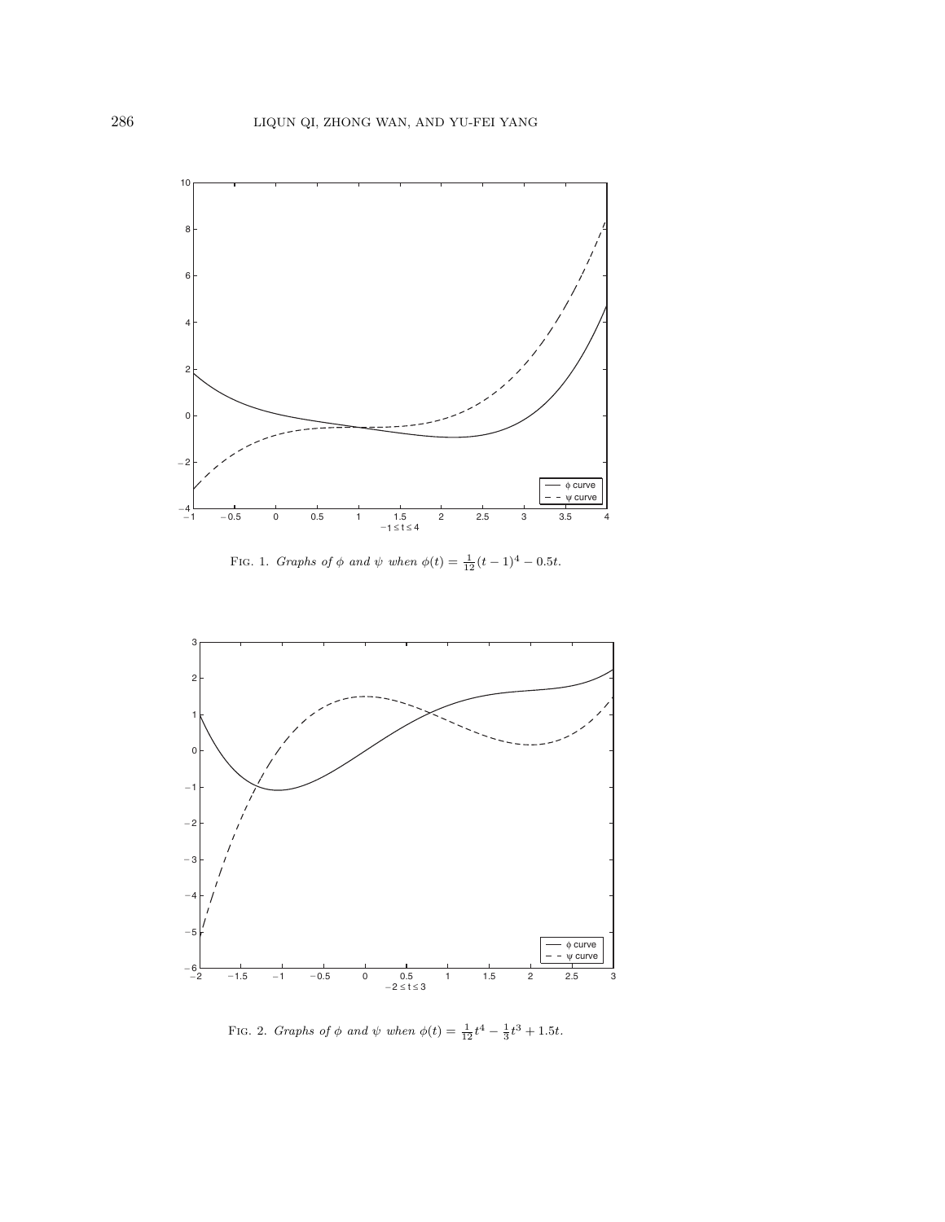FIG. 1. *Graphs of $\phi$ and $\psi$ when $\phi(t) = \frac{1}{12}(t-1)^4 - 0.5t$.*

FIG. 2. *Graphs of $\phi$ and $\psi$ when $\phi(t) = \frac{1}{12}t^4 - \frac{1}{3}t^3 + 1.5t$.*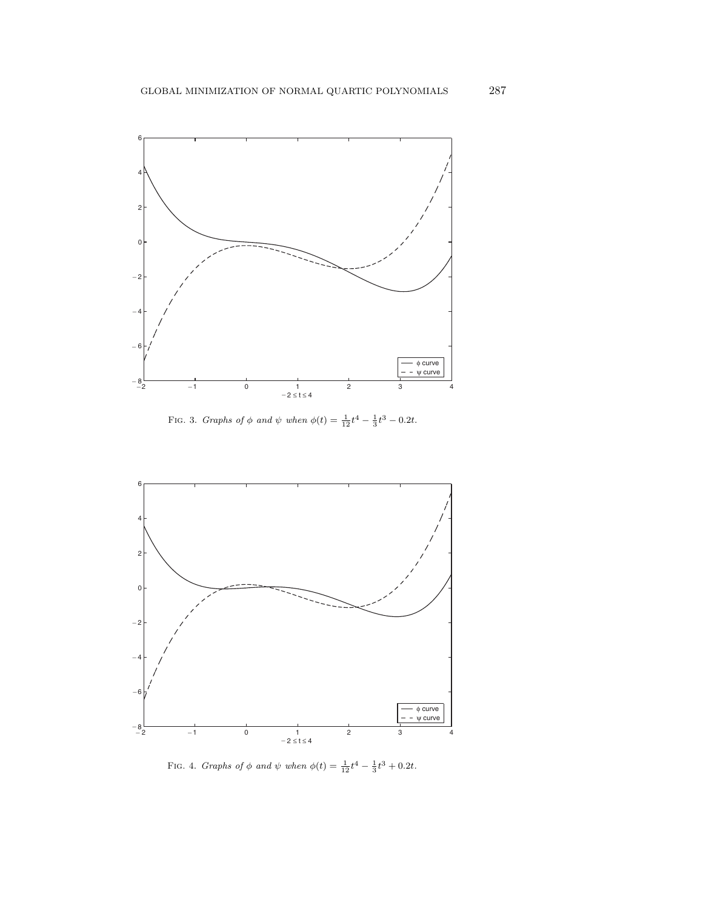FIG. 3. *Graphs of* $\phi$ *and* $\psi$ *when* $\phi(t) = \frac{1}{12}t^4 - \frac{1}{3}t^3 - 0.2t$.

FIG. 4. *Graphs of* $\phi$ *and* $\psi$ *when* $\phi(t) = \frac{1}{12}t^4 - \frac{1}{3}t^3 + 0.2t$.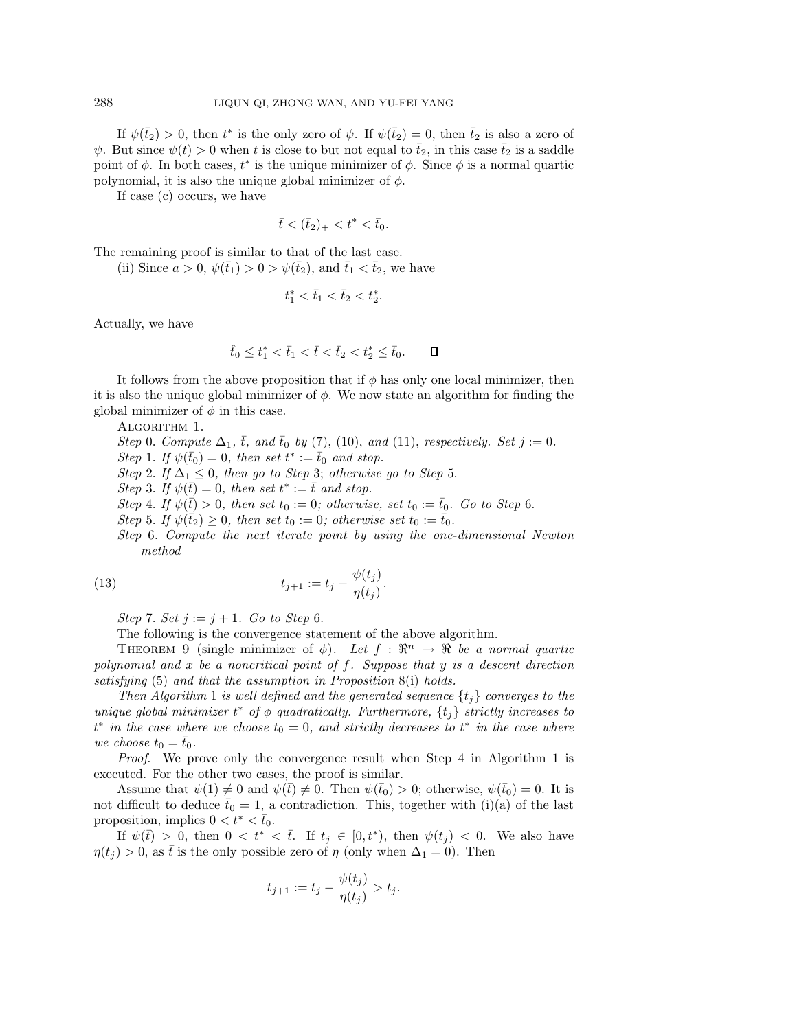If $\psi(\bar{t}_2) > 0$, then $t^*$ is the only zero of $\psi$. If $\psi(\bar{t}_2) = 0$, then $\bar{t}_2$ is also a zero of $\psi$. But since $\psi(t) > 0$ when $t$ is close to but not equal to $\bar{t}_2$, in this case $\bar{t}_2$ is a saddle point of $\phi$. In both cases, $t^*$ is the unique minimizer of $\phi$. Since $\phi$ is a normal quartic polynomial, it is also the unique global minimizer of $\phi$.

If case (c) occurs, we have

$$\bar{t} < (\bar{t}_2)_+ < t^* < \bar{t}_0.$$

The remaining proof is similar to that of the last case.

(ii) Since $a > 0$, $\psi(\bar{t}_1) > 0 > \psi(\bar{t}_2)$, and $\bar{t}_1 < \bar{t}_2$, we have

$$t_1^* < \bar{t}_1 < \bar{t}_2 < t_2^*.$$

Actually, we have

$$\hat{t}_0 \leq t_1^* < \bar{t}_1 < \bar{t} < \bar{t}_2 < t_2^* \leq \bar{t}_0. \qquad \square$$

It follows from the above proposition that if $\phi$ has only one local minimizer, then it is also the unique global minimizer of $\phi$. We now state an algorithm for finding the global minimizer of $\phi$ in this case.

ALGORITHM 1.

*Step* 0. *Compute* $\Delta_1$, $\bar{t}$, *and* $\bar{t}_0$ *by* (7), (10), *and* (11), *respectively. Set* $j := 0$.

*Step* 1. *If* $\psi(\bar{t}_0) = 0$, *then set* $t^* := \bar{t}_0$ *and stop.*

*Step* 2. *If* $\Delta_1 \leq 0$, *then go to Step* 3; *otherwise go to Step* 5.

*Step* 3. *If* $\psi(\bar{t}) = 0$, *then set* $t^* := \bar{t}$ *and stop.*

*Step* 4. *If* $\psi(\bar{t}) > 0$, *then set* $t_0 := 0$; *otherwise, set* $t_0 := \bar{t}_0$. *Go to Step* 6.

*Step* 5. *If* $\psi(\bar{t}_2) \geq 0$, *then set* $t_0 := 0$; *otherwise set* $t_0 := \bar{t}_0$.

*Step* 6. *Compute the next iterate point by using the one-dimensional Newton method*

$$t_{j+1} := t_j - \frac{\psi(t_j)}{\eta(t_j)}. \tag{13}$$

*Step* 7. *Set* $j := j + 1$. *Go to Step* 6.

The following is the convergence statement of the above algorithm.

THEOREM 9 (single minimizer of $\phi$). *Let* $f : \Re^n \to \Re$ *be a normal quartic polynomial and* $x$ *be a noncritical point of* $f$. *Suppose that* $y$ *is a descent direction satisfying* (5) *and that the assumption in Proposition* 8(i) *holds.*

*Then Algorithm* 1 *is well defined and the generated sequence* $\{t_j\}$ *converges to the unique global minimizer* $t^*$ *of* $\phi$ *quadratically. Furthermore,* $\{t_j\}$ *strictly increases to* $t^*$ *in the case where we choose* $t_0 = 0$, *and strictly decreases to* $t^*$ *in the case where we choose* $t_0 = \bar{t}_0$.

*Proof.* We prove only the convergence result when Step 4 in Algorithm 1 is executed. For the other two cases, the proof is similar.

Assume that $\psi(1) \neq 0$ and $\psi(\bar{t}) \neq 0$. Then $\psi(\bar{t}_0) > 0$; otherwise, $\psi(\bar{t}_0) = 0$. It is not difficult to deduce $\bar{t}_0 = 1$, a contradiction. This, together with (i)(a) of the last proposition, implies $0 < t^* < \bar{t}_0$.

If $\psi(\bar{t}) > 0$, then $0 < t^* < \bar{t}$. If $t_j \in [0, t^*)$, then $\psi(t_j) < 0$. We also have $\eta(t_j) > 0$, as $\bar{t}$ is the only possible zero of $\eta$ (only when $\Delta_1 = 0$). Then

$$t_{j+1} := t_j - \frac{\psi(t_j)}{\eta(t_j)} > t_j.$$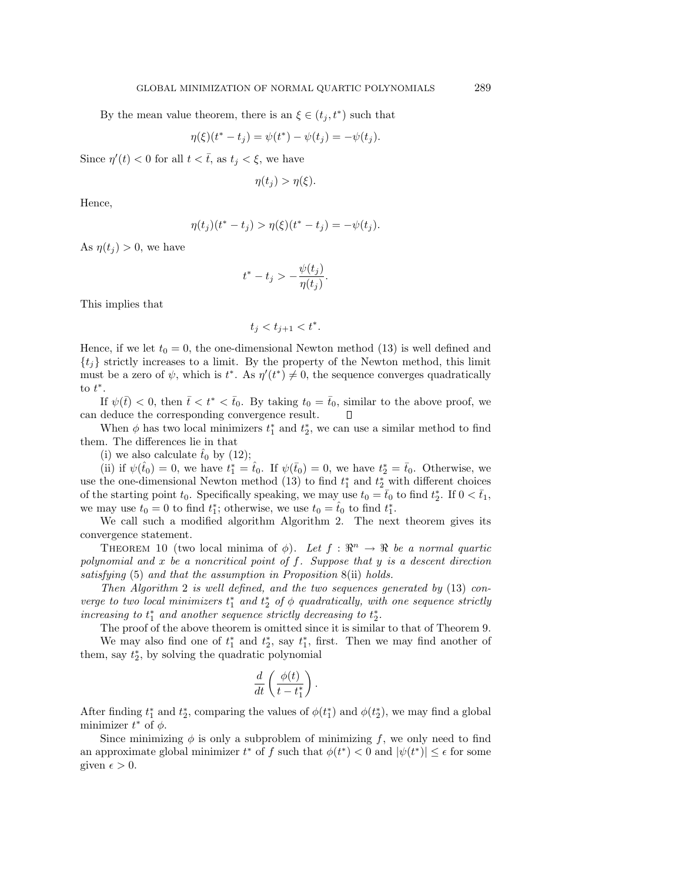By the mean value theorem, there is an $\xi \in (t_j, t^*)$ such that

$$\eta(\xi)(t^* - t_j) = \psi(t^*) - \psi(t_j) = -\psi(t_j).$$

Since $\eta'(t) < 0$ for all $t < \bar{t}$, as $t_j < \xi$, we have

$$\eta(t_j) > \eta(\xi).$$

Hence,

$$\eta(t_j)(t^* - t_j) > \eta(\xi)(t^* - t_j) = -\psi(t_j).$$

As $\eta(t_j) > 0$, we have

$$t^* - t_j > -\frac{\psi(t_j)}{\eta(t_j)}.$$

This implies that

$$t_j < t_{j+1} < t^*.$$

Hence, if we let $t_0 = 0$, the one-dimensional Newton method (13) is well defined and $\{t_j\}$ strictly increases to a limit. By the property of the Newton method, this limit must be a zero of $\psi$, which is $t^*$. As $\eta'(t^*) \neq 0$, the sequence converges quadratically to $t^*$.

If $\psi(\bar{t}) < 0$, then $\bar{t} < t^* < \bar{t}_0$. By taking $t_0 = \bar{t}_0$, similar to the above proof, we can deduce the corresponding convergence result. ∎

When $\phi$ has two local minimizers $t_1^*$ and $t_2^*$, we can use a similar method to find them. The differences lie in that

(i) we also calculate $\hat{t}_0$ by (12);

(ii) if $\psi(\hat{t}_0) = 0$, we have $t_1^* = \hat{t}_0$. If $\psi(\bar{t}_0) = 0$, we have $t_2^* = \bar{t}_0$. Otherwise, we use the one-dimensional Newton method (13) to find $t_1^*$ and $t_2^*$ with different choices of the starting point $t_0$. Specifically speaking, we may use $t_0 = \bar{t}_0$ to find $t_2^*$. If $0 < \bar{t}_1$, we may use $t_0 = 0$ to find $t_1^*$; otherwise, we use $t_0 = \hat{t}_0$ to find $t_1^*$.

We call such a modified algorithm Algorithm 2. The next theorem gives its convergence statement.

THEOREM 10 (two local minima of $\phi$). *Let $f : \Re^n \to \Re$ be a normal quartic polynomial and $x$ be a noncritical point of $f$. Suppose that $y$ is a descent direction satisfying* (5) *and that the assumption in Proposition* 8(ii) *holds.*

*Then Algorithm* 2 *is well defined, and the two sequences generated by* (13) *converge to two local minimizers $t_1^*$ and $t_2^*$ of $\phi$ quadratically, with one sequence strictly increasing to $t_1^*$ and another sequence strictly decreasing to $t_2^*$.*

The proof of the above theorem is omitted since it is similar to that of Theorem 9.

We may also find one of $t_1^*$ and $t_2^*$, say $t_1^*$, first. Then we may find another of them, say $t_2^*$, by solving the quadratic polynomial

$$\frac{d}{dt}\left(\frac{\phi(t)}{t - t_1^*}\right).$$

After finding $t_1^*$ and $t_2^*$, comparing the values of $\phi(t_1^*)$ and $\phi(t_2^*)$, we may find a global minimizer $t^*$ of $\phi$.

Since minimizing $\phi$ is only a subproblem of minimizing $f$, we only need to find an approximate global minimizer $t^*$ of $f$ such that $\phi(t^*) < 0$ and $|\psi(t^*)| \leq \epsilon$ for some given $\epsilon > 0$.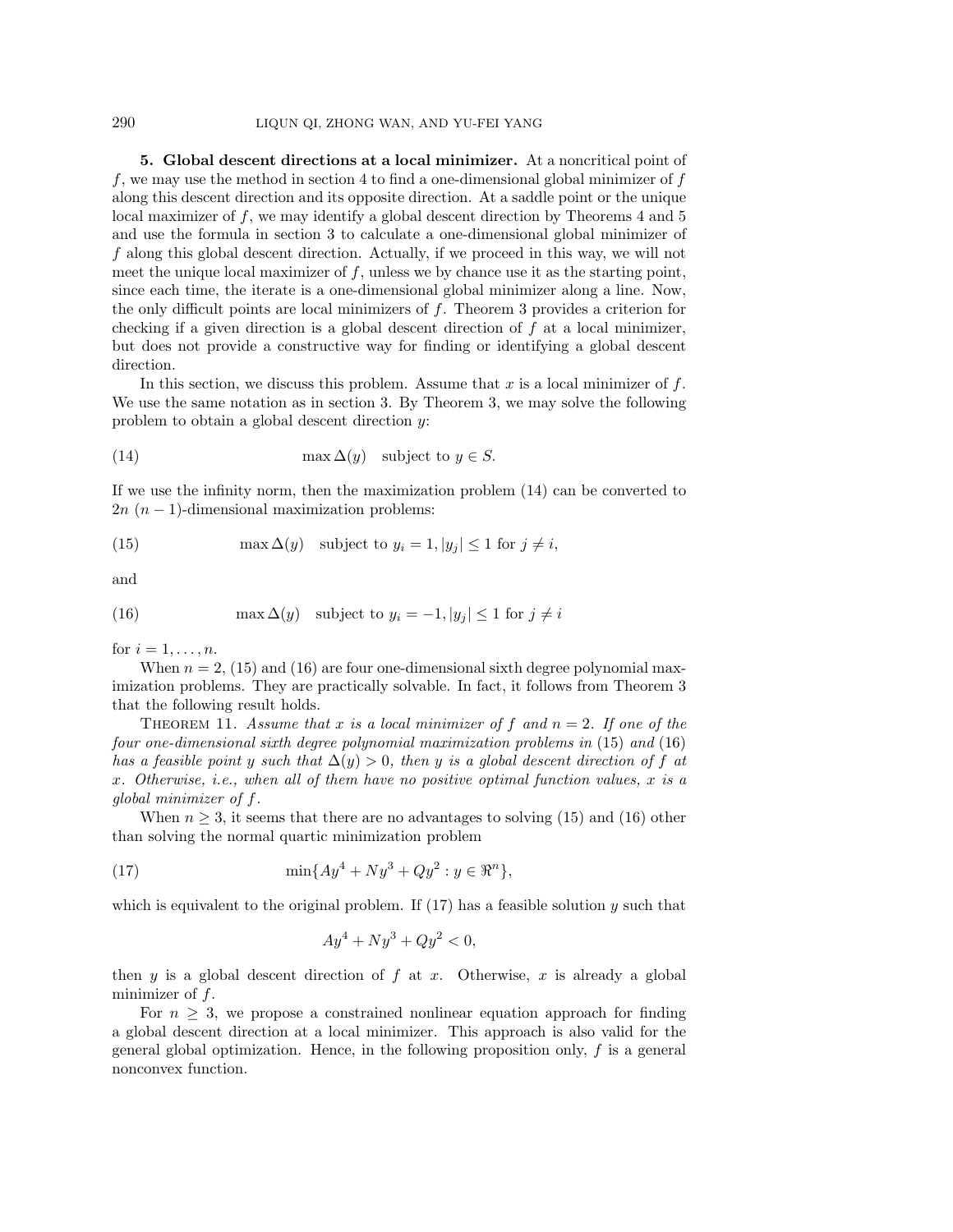## 5. Global descent directions at a local minimizer.

At a noncritical point of $f$, we may use the method in section 4 to find a one-dimensional global minimizer of $f$ along this descent direction and its opposite direction. At a saddle point or the unique local maximizer of $f$, we may identify a global descent direction by Theorems 4 and 5 and use the formula in section 3 to calculate a one-dimensional global minimizer of $f$ along this global descent direction. Actually, if we proceed in this way, we will not meet the unique local maximizer of $f$, unless we by chance use it as the starting point, since each time, the iterate is a one-dimensional global minimizer along a line. Now, the only difficult points are local minimizers of $f$. Theorem 3 provides a criterion for checking if a given direction is a global descent direction of $f$ at a local minimizer, but does not provide a constructive way for finding or identifying a global descent direction.

In this section, we discuss this problem. Assume that $x$ is a local minimizer of $f$. We use the same notation as in section 3. By Theorem 3, we may solve the following problem to obtain a global descent direction $y$:

$$\max \Delta(y) \quad \text{subject to } y \in S. \tag{14}$$

If we use the infinity norm, then the maximization problem (14) can be converted to $2n$ $(n-1)$-dimensional maximization problems:

$$\max \Delta(y) \quad \text{subject to } y_i = 1, |y_j| \leq 1 \text{ for } j \neq i, \tag{15}$$

and

$$\max \Delta(y) \quad \text{subject to } y_i = -1, |y_j| \leq 1 \text{ for } j \neq i \tag{16}$$

for $i = 1, \ldots, n$.

When $n = 2$, (15) and (16) are four one-dimensional sixth degree polynomial maximization problems. They are practically solvable. In fact, it follows from Theorem 3 that the following result holds.

Theorem 11. *Assume that $x$ is a local minimizer of $f$ and $n = 2$. If one of the four one-dimensional sixth degree polynomial maximization problems in* (15) *and* (16) *has a feasible point $y$ such that $\Delta(y) > 0$, then $y$ is a global descent direction of $f$ at $x$. Otherwise, i.e., when all of them have no positive optimal function values, $x$ is a global minimizer of $f$.*

When $n \geq 3$, it seems that there are no advantages to solving (15) and (16) other than solving the normal quartic minimization problem

$$\min\{Ay^4 + Ny^3 + Qy^2 : y \in \Re^n\}, \tag{17}$$

which is equivalent to the original problem. If (17) has a feasible solution $y$ such that

$$Ay^4 + Ny^3 + Qy^2 < 0,$$

then $y$ is a global descent direction of $f$ at $x$. Otherwise, $x$ is already a global minimizer of $f$.

For $n \geq 3$, we propose a constrained nonlinear equation approach for finding a global descent direction at a local minimizer. This approach is also valid for the general global optimization. Hence, in the following proposition only, $f$ is a general nonconvex function.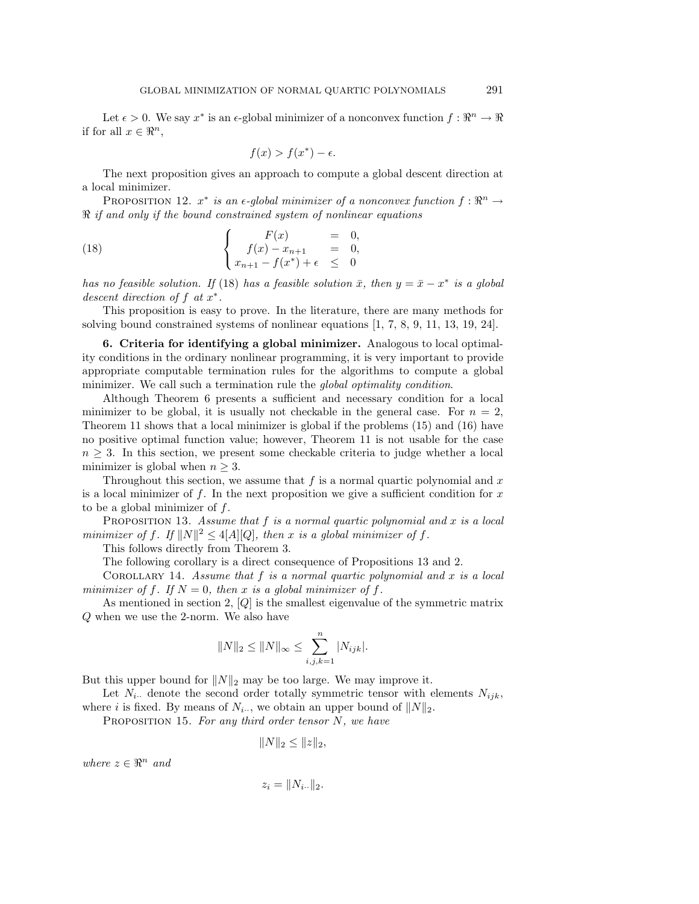Let $\epsilon > 0$. We say $x^*$ is an $\epsilon$-global minimizer of a nonconvex function $f : \Re^n \to \Re$ if for all $x \in \Re^n$,

$$f(x) > f(x^*) - \epsilon.$$

The next proposition gives an approach to compute a global descent direction at a local minimizer.

Proposition 12. *$x^*$ is an $\epsilon$-global minimizer of a nonconvex function $f : \Re^n \to \Re$ if and only if the bound constrained system of nonlinear equations*

$$\left\{ \begin{array}{rcl} F(x) & = & 0, \\ f(x) - x_{n+1} & = & 0, \\ x_{n+1} - f(x^*) + \epsilon & \leq & 0 \end{array} \right. \tag{18}$$

*has no feasible solution. If (18) has a feasible solution $\bar{x}$, then $y = \bar{x} - x^*$ is a global descent direction of $f$ at $x^*$.*

This proposition is easy to prove. In the literature, there are many methods for solving bound constrained systems of nonlinear equations [1, 7, 8, 9, 11, 13, 19, 24].

## 6. Criteria for identifying a global minimizer.

Analogous to local optimality conditions in the ordinary nonlinear programming, it is very important to provide appropriate computable termination rules for the algorithms to compute a global minimizer. We call such a termination rule the *global optimality condition*.

Although Theorem 6 presents a sufficient and necessary condition for a local minimizer to be global, it is usually not checkable in the general case. For $n = 2$, Theorem 11 shows that a local minimizer is global if the problems (15) and (16) have no positive optimal function value; however, Theorem 11 is not usable for the case $n \geq 3$. In this section, we present some checkable criteria to judge whether a local minimizer is global when $n \geq 3$.

Throughout this section, we assume that $f$ is a normal quartic polynomial and $x$ is a local minimizer of $f$. In the next proposition we give a sufficient condition for $x$ to be a global minimizer of $f$.

Proposition 13. *Assume that $f$ is a normal quartic polynomial and $x$ is a local minimizer of $f$. If $\|N\|^2 \leq 4[A][Q]$, then $x$ is a global minimizer of $f$.*

This follows directly from Theorem 3.

The following corollary is a direct consequence of Propositions 13 and 2.

Corollary 14. *Assume that $f$ is a normal quartic polynomial and $x$ is a local minimizer of $f$. If $N = 0$, then $x$ is a global minimizer of $f$.*

As mentioned in section 2, $[Q]$ is the smallest eigenvalue of the symmetric matrix $Q$ when we use the 2-norm. We also have

$$\|N\|_2 \leq \|N\|_\infty \leq \sum_{i,j,k=1}^{n} |N_{ijk}|.$$

But this upper bound for $\|N\|_2$ may be too large. We may improve it.

Let $N_{i\cdot\cdot}$ denote the second order totally symmetric tensor with elements $N_{ijk}$, where $i$ is fixed. By means of $N_{i\cdot\cdot}$, we obtain an upper bound of $\|N\|_2$.

Proposition 15. *For any third order tensor $N$, we have*

$$\|N\|_2 \leq \|z\|_2,$$

*where $z \in \Re^n$ and*

$$z_i = \|N_{i\cdot\cdot}\|_2.$$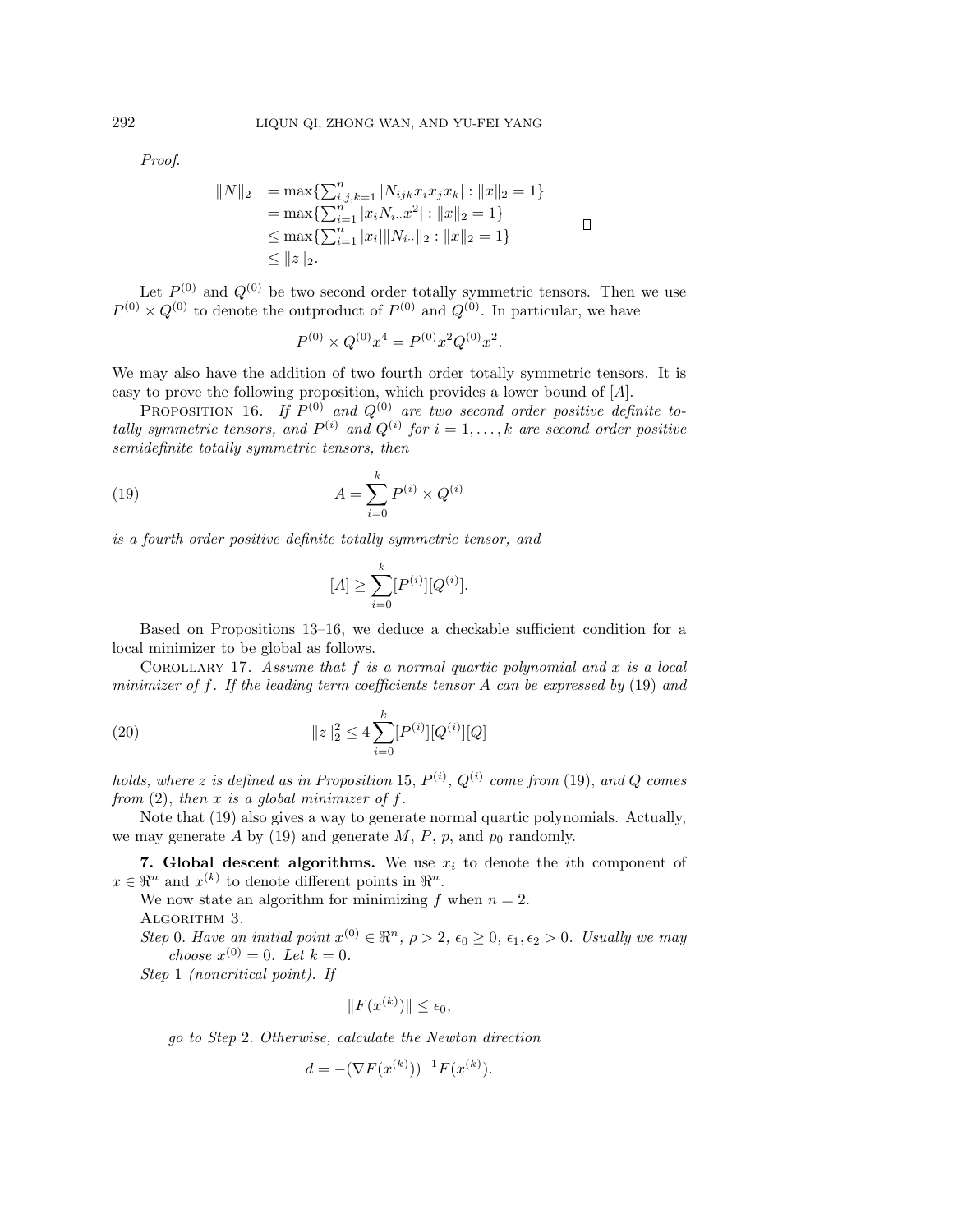*Proof.*

$$
\begin{aligned}
\|N\|_2 &= \max\{\textstyle\sum_{i,j,k=1}^n |N_{ijk}x_ix_jx_k| : \|x\|_2 = 1\} \\
&= \max\{\textstyle\sum_{i=1}^n |x_i N_{i\cdot\cdot}x^2| : \|x\|_2 = 1\} \\
&\leq \max\{\textstyle\sum_{i=1}^n |x_i|\|N_{i\cdot\cdot}\|_2 : \|x\|_2 = 1\} \\
&\leq \|z\|_2.
\end{aligned}
$$

□

Let $P^{(0)}$ and $Q^{(0)}$ be two second order totally symmetric tensors. Then we use $P^{(0)} \times Q^{(0)}$ to denote the outproduct of $P^{(0)}$ and $Q^{(0)}$. In particular, we have

$$
P^{(0)} \times Q^{(0)} x^4 = P^{(0)} x^2 Q^{(0)} x^2.
$$

We may also have the addition of two fourth order totally symmetric tensors. It is easy to prove the following proposition, which provides a lower bound of $[A]$.

PROPOSITION 16. *If $P^{(0)}$ and $Q^{(0)}$ are two second order positive definite totally symmetric tensors, and $P^{(i)}$ and $Q^{(i)}$ for $i = 1, \ldots, k$ are second order positive semidefinite totally symmetric tensors, then*

$$
A = \sum_{i=0}^{k} P^{(i)} \times Q^{(i)} \tag{19}
$$

*is a fourth order positive definite totally symmetric tensor, and*

$$
[A] \geq \sum_{i=0}^{k} [P^{(i)}][Q^{(i)}].
$$

Based on Propositions 13–16, we deduce a checkable sufficient condition for a local minimizer to be global as follows.

COROLLARY 17. *Assume that $f$ is a normal quartic polynomial and $x$ is a local minimizer of $f$. If the leading term coefficients tensor $A$ can be expressed by* (19) *and*

$$
\|z\|_2^2 \leq 4 \sum_{i=0}^{k} [P^{(i)}][Q^{(i)}][Q] \tag{20}
$$

*holds, where $z$ is defined as in Proposition* 15, *$P^{(i)}$, $Q^{(i)}$ come from* (19), *and $Q$ comes from* (2), *then $x$ is a global minimizer of $f$.*

Note that (19) also gives a way to generate normal quartic polynomials. Actually, we may generate $A$ by (19) and generate $M$, $P$, $p$, and $p_0$ randomly.

## 7. Global descent algorithms.

We use $x_i$ to denote the $i$th component of $x \in \Re^n$ and $x^{(k)}$ to denote different points in $\Re^n$.

We now state an algorithm for minimizing $f$ when $n = 2$.

ALGORITHM 3.

*Step* 0. *Have an initial point $x^{(0)} \in \Re^n$, $\rho > 2$, $\epsilon_0 \geq 0$, $\epsilon_1, \epsilon_2 > 0$. Usually we may choose $x^{(0)} = 0$. Let $k = 0$.*

*Step* 1 *(noncritical point). If*

$$
\|F(x^{(k)})\| \leq \epsilon_0,
$$

*go to Step* 2. *Otherwise, calculate the Newton direction*

$$
d = -(\nabla F(x^{(k)}))^{-1} F(x^{(k)}).
$$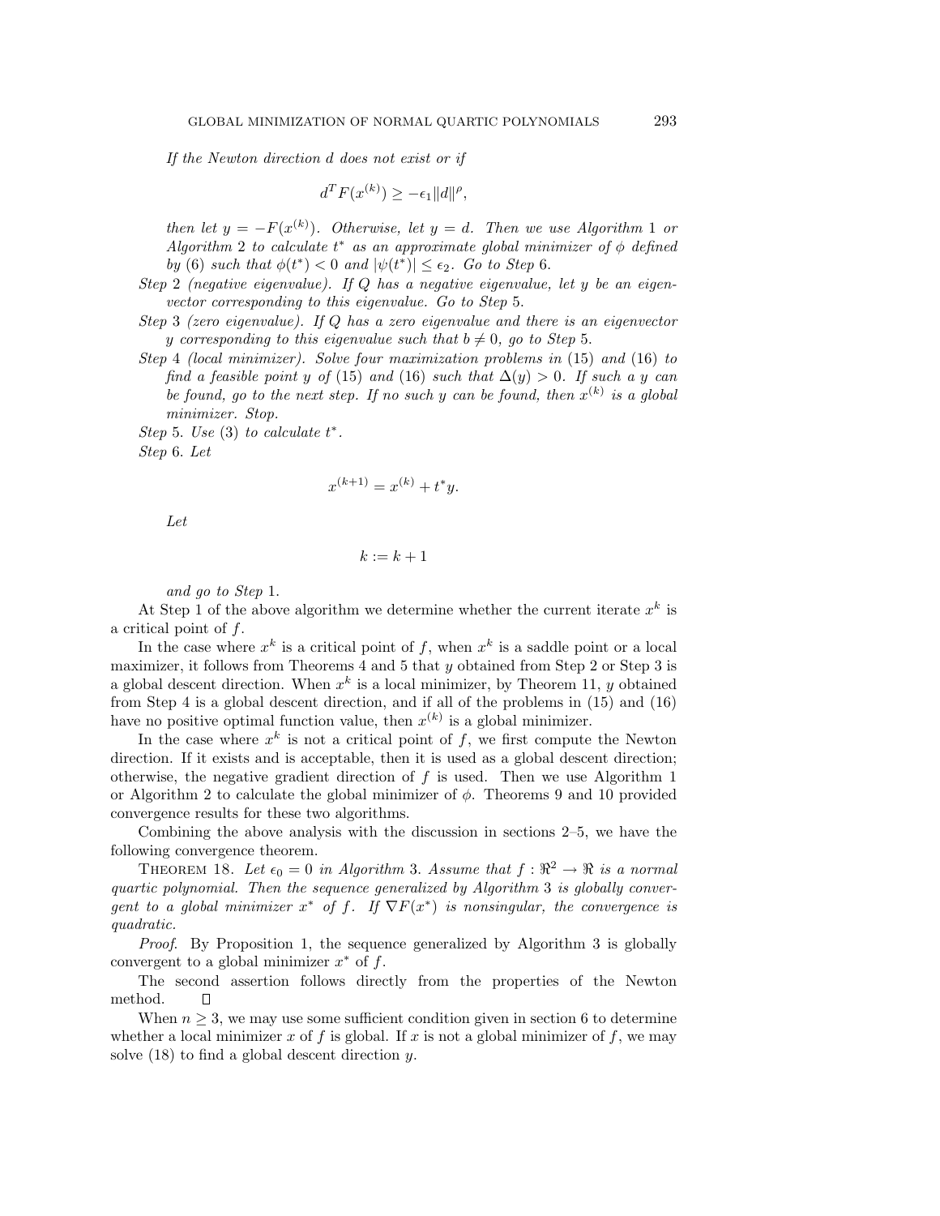*If the Newton direction $d$ does not exist or if*

$$d^T F(x^{(k)}) \geq -\epsilon_1 \|d\|^\rho,$$

*then let $y = -F(x^{(k)})$. Otherwise, let $y = d$. Then we use Algorithm 1 or Algorithm 2 to calculate $t^*$ as an approximate global minimizer of $\phi$ defined by (6) such that $\phi(t^*) < 0$ and $|\psi(t^*)| \leq \epsilon_2$. Go to Step 6.*

*Step 2 (negative eigenvalue). If $Q$ has a negative eigenvalue, let $y$ be an eigenvector corresponding to this eigenvalue. Go to Step 5.*

*Step 3 (zero eigenvalue). If $Q$ has a zero eigenvalue and there is an eigenvector $y$ corresponding to this eigenvalue such that $b \neq 0$, go to Step 5.*

*Step 4 (local minimizer). Solve four maximization problems in (15) and (16) to find a feasible point $y$ of (15) and (16) such that $\Delta(y) > 0$. If such a $y$ can be found, go to the next step. If no such $y$ can be found, then $x^{(k)}$ is a global minimizer. Stop.*

*Step 5. Use (3) to calculate $t^*$.*

*Step 6. Let*

$$x^{(k+1)} = x^{(k)} + t^* y.$$

*Let*

$$k := k + 1$$

*and go to Step 1.*

At Step 1 of the above algorithm we determine whether the current iterate $x^k$ is a critical point of $f$.

In the case where $x^k$ is a critical point of $f$, when $x^k$ is a saddle point or a local maximizer, it follows from Theorems 4 and 5 that $y$ obtained from Step 2 or Step 3 is a global descent direction. When $x^k$ is a local minimizer, by Theorem 11, $y$ obtained from Step 4 is a global descent direction, and if all of the problems in (15) and (16) have no positive optimal function value, then $x^{(k)}$ is a global minimizer.

In the case where $x^k$ is not a critical point of $f$, we first compute the Newton direction. If it exists and is acceptable, then it is used as a global descent direction; otherwise, the negative gradient direction of $f$ is used. Then we use Algorithm 1 or Algorithm 2 to calculate the global minimizer of $\phi$. Theorems 9 and 10 provided convergence results for these two algorithms.

Combining the above analysis with the discussion in sections 2–5, we have the following convergence theorem.

THEOREM 18. *Let $\epsilon_0 = 0$ in Algorithm 3. Assume that $f : \Re^2 \to \Re$ is a normal quartic polynomial. Then the sequence generalized by Algorithm 3 is globally convergent to a global minimizer $x^*$ of $f$. If $\nabla F(x^*)$ is nonsingular, the convergence is quadratic.*

*Proof*. By Proposition 1, the sequence generalized by Algorithm 3 is globally convergent to a global minimizer $x^*$ of $f$.

The second assertion follows directly from the properties of the Newton method. □

When $n \geq 3$, we may use some sufficient condition given in section 6 to determine whether a local minimizer $x$ of $f$ is global. If $x$ is not a global minimizer of $f$, we may solve (18) to find a global descent direction $y$.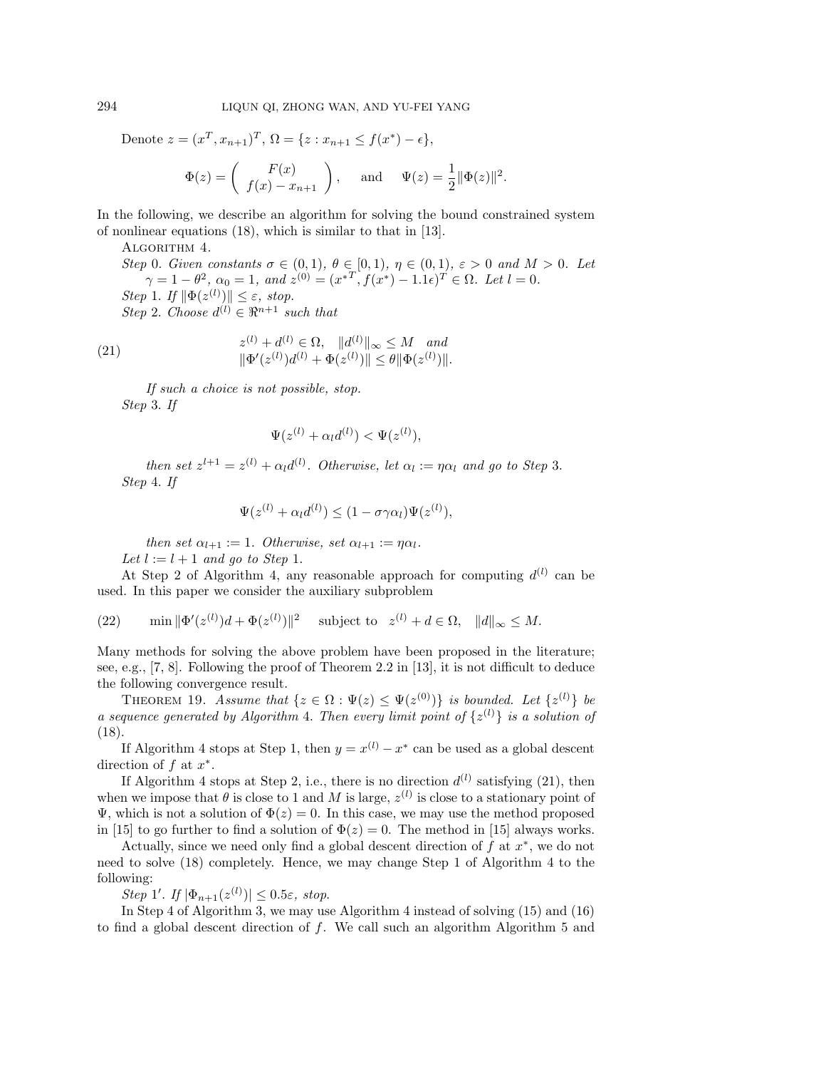Denote $z = (x^T, x_{n+1})^T$, $\Omega = \{z : x_{n+1} \leq f(x^*) - \epsilon\}$,

$$\Phi(z) = \begin{pmatrix} F(x) \\ f(x) - x_{n+1} \end{pmatrix}, \quad \text{and} \quad \Psi(z) = \frac{1}{2}\|\Phi(z)\|^2.$$

In the following, we describe an algorithm for solving the bound constrained system of nonlinear equations (18), which is similar to that in [13].

ALGORITHM 4.

*Step* 0. *Given constants* $\sigma \in (0,1)$, $\theta \in [0,1)$, $\eta \in (0,1)$, $\varepsilon > 0$ *and* $M > 0$. *Let* $\gamma = 1 - \theta^2$, $\alpha_0 = 1$, *and* $z^{(0)} = (x^{*T}, f(x^*) - 1.1\epsilon)^T \in \Omega$. *Let* $l = 0$.

*Step* 1. *If* $\|\Phi(z^{(l)})\| \leq \varepsilon$, *stop.*

*Step* 2. *Choose* $d^{(l)} \in \Re^{n+1}$ *such that*

$$z^{(l)} + d^{(l)} \in \Omega, \quad \|d^{(l)}\|_\infty \leq M \quad \text{and} \\ \|\Phi'(z^{(l)})d^{(l)} + \Phi(z^{(l)})\| \leq \theta\|\Phi(z^{(l)})\|. \tag{21}$$

*If such a choice is not possible, stop.*

*Step* 3. *If*

$$\Psi(z^{(l)} + \alpha_l d^{(l)}) < \Psi(z^{(l)}),$$

*then set* $z^{l+1} = z^{(l)} + \alpha_l d^{(l)}$. *Otherwise, let* $\alpha_l := \eta\alpha_l$ *and go to Step* 3.

*Step* 4. *If*

$$\Psi(z^{(l)} + \alpha_l d^{(l)}) \leq (1 - \sigma\gamma\alpha_l)\Psi(z^{(l)}),$$

*then set* $\alpha_{l+1} := 1$. *Otherwise, set* $\alpha_{l+1} := \eta\alpha_l$.

*Let* $l := l + 1$ *and go to Step* 1.

At Step 2 of Algorithm 4, any reasonable approach for computing $d^{(l)}$ can be used. In this paper we consider the auxiliary subproblem

$$\min \|\Phi'(z^{(l)})d + \Phi(z^{(l)})\|^2 \quad \text{subject to} \quad z^{(l)} + d \in \Omega, \quad \|d\|_\infty \leq M. \tag{22}$$

Many methods for solving the above problem have been proposed in the literature; see, e.g., [7, 8]. Following the proof of Theorem 2.2 in [13], it is not difficult to deduce the following convergence result.

THEOREM 19. *Assume that* $\{z \in \Omega : \Psi(z) \leq \Psi(z^{(0)})\}$ *is bounded. Let* $\{z^{(l)}\}$ *be a sequence generated by Algorithm* 4. *Then every limit point of* $\{z^{(l)}\}$ *is a solution of* (18).

If Algorithm 4 stops at Step 1, then $y = x^{(l)} - x^*$ can be used as a global descent direction of $f$ at $x^*$.

If Algorithm 4 stops at Step 2, i.e., there is no direction $d^{(l)}$ satisfying (21), then when we impose that $\theta$ is close to 1 and $M$ is large, $z^{(l)}$ is close to a stationary point of $\Psi$, which is not a solution of $\Phi(z) = 0$. In this case, we may use the method proposed in [15] to go further to find a solution of $\Phi(z) = 0$. The method in [15] always works.

Actually, since we need only find a global descent direction of $f$ at $x^*$, we do not need to solve (18) completely. Hence, we may change Step 1 of Algorithm 4 to the following:

*Step* 1′. *If* $|\Phi_{n+1}(z^{(l)})| \leq 0.5\varepsilon$, *stop.*

In Step 4 of Algorithm 3, we may use Algorithm 4 instead of solving (15) and (16) to find a global descent direction of $f$. We call such an algorithm Algorithm 5 and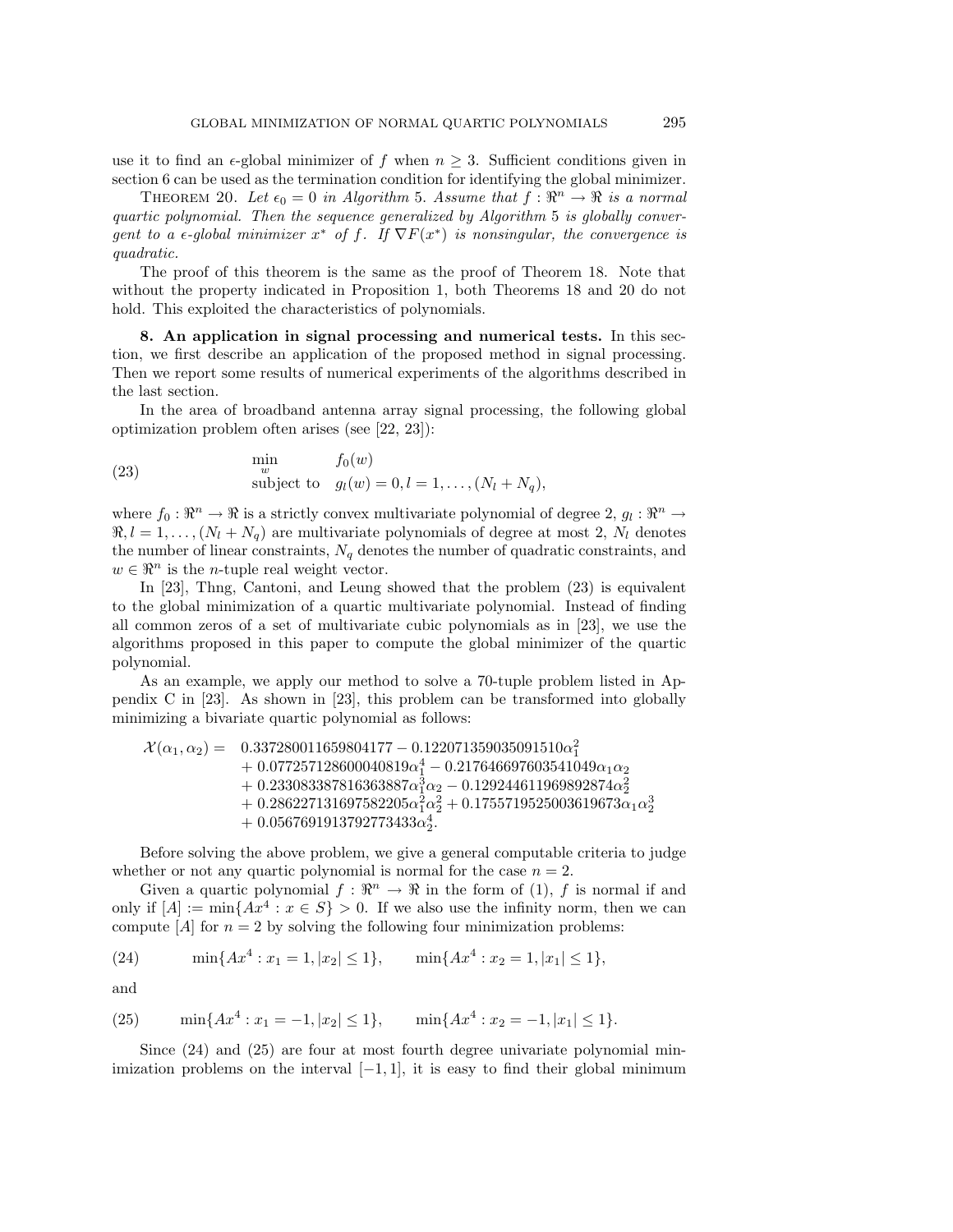use it to find an $\epsilon$-global minimizer of $f$ when $n \geq 3$. Sufficient conditions given in section 6 can be used as the termination condition for identifying the global minimizer.

THEOREM 20. *Let $\epsilon_0 = 0$ in Algorithm 5. Assume that $f : \Re^n \to \Re$ is a normal quartic polynomial. Then the sequence generalized by Algorithm 5 is globally convergent to a $\epsilon$-global minimizer $x^*$ of $f$. If $\nabla F(x^*)$ is nonsingular, the convergence is quadratic.*

The proof of this theorem is the same as the proof of Theorem 18. Note that without the property indicated in Proposition 1, both Theorems 18 and 20 do not hold. This exploited the characteristics of polynomials.

**8. An application in signal processing and numerical tests.** In this section, we first describe an application of the proposed method in signal processing. Then we report some results of numerical experiments of the algorithms described in the last section.

In the area of broadband antenna array signal processing, the following global optimization problem often arises (see [22, 23]):

$$
\begin{array}{ll} \min\limits_{w} & f_0(w) \\ \text{subject to} & g_l(w) = 0, l = 1, \ldots, (N_l + N_q), \end{array} \tag{23}
$$

where $f_0 : \Re^n \to \Re$ is a strictly convex multivariate polynomial of degree 2, $g_l : \Re^n \to \Re, l = 1, \ldots, (N_l + N_q)$ are multivariate polynomials of degree at most 2, $N_l$ denotes the number of linear constraints, $N_q$ denotes the number of quadratic constraints, and $w \in \Re^n$ is the $n$-tuple real weight vector.

In [23], Thng, Cantoni, and Leung showed that the problem (23) is equivalent to the global minimization of a quartic multivariate polynomial. Instead of finding all common zeros of a set of multivariate cubic polynomials as in [23], we use the algorithms proposed in this paper to compute the global minimizer of the quartic polynomial.

As an example, we apply our method to solve a 70-tuple problem listed in Appendix C in [23]. As shown in [23], this problem can be transformed into globally minimizing a bivariate quartic polynomial as follows:

$$
\begin{aligned}
\mathcal{X}(\alpha_1, \alpha_2) = \;& 0.337280011659804177 - 0.122071359035091510\alpha_1^2 \\
& + 0.077257128600040819\alpha_1^4 - 0.217646697603541049\alpha_1\alpha_2 \\
& + 0.233083387816363887\alpha_1^3\alpha_2 - 0.129244611969892874\alpha_2^2 \\
& + 0.286227131697582205\alpha_1^2\alpha_2^2 + 0.175571952500361967 3\alpha_1\alpha_2^3 \\
& + 0.0567691913792773433\alpha_2^4.
\end{aligned}
$$

Before solving the above problem, we give a general computable criteria to judge whether or not any quartic polynomial is normal for the case $n = 2$.

Given a quartic polynomial $f : \Re^n \to \Re$ in the form of (1), $f$ is normal if and only if $[A] := \min\{Ax^4 : x \in S\} > 0$. If we also use the infinity norm, then we can compute $[A]$ for $n = 2$ by solving the following four minimization problems:

$$
\min\{Ax^4 : x_1 = 1, |x_2| \leq 1\}, \qquad \min\{Ax^4 : x_2 = 1, |x_1| \leq 1\}, \tag{24}
$$

and

$$
\min\{Ax^4 : x_1 = -1, |x_2| \leq 1\}, \qquad \min\{Ax^4 : x_2 = -1, |x_1| \leq 1\}. \tag{25}
$$

Since (24) and (25) are four at most fourth degree univariate polynomial minimization problems on the interval $[-1, 1]$, it is easy to find their global minimum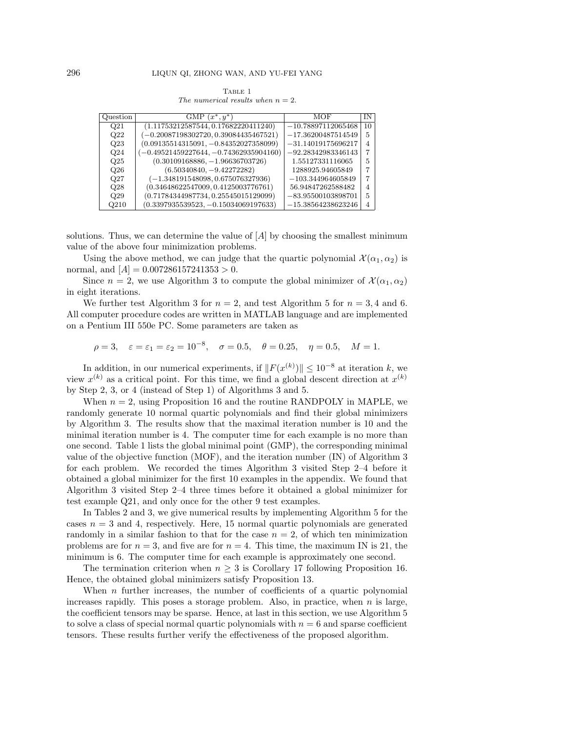Table 1
*The numerical results when $n = 2$.*

| Question | GMP $(x^*, y^*)$ | MOF | IN |
|---|---|---|---|
| Q21 | $(1.11753212587544, 0.17682220411240)$ | $-10.78897112065468$ | 10 |
| Q22 | $(-0.20087198302720, 0.39084435467521)$ | $-17.36200487514549$ | 5 |
| Q23 | $(0.09135514315091, -0.84352027358099)$ | $-31.14019175696217$ | 4 |
| Q24 | $(-0.49521459227644, -0.74362935904160)$ | $-92.28342983346143$ | 7 |
| Q25 | $(0.30109168886, -1.96636703726)$ | $1.55127331116065$ | 5 |
| Q26 | $(6.50340840, -9.42272282)$ | $1288925.94605849$ | 7 |
| Q27 | $(-1.348191548098, 0.675076327936)$ | $-103.344964605849$ | 7 |
| Q28 | $(0.34648622547009, 0.4125003776761)$ | $56.94847262588482$ | 4 |
| Q29 | $(0.71784344987734, 0.25545015129099)$ | $-83.95500103898701$ | 5 |
| Q210 | $(0.3397935539523, -0.15034069197633)$ | $-15.38564238623246$ | 4 |

solutions. Thus, we can determine the value of $[A]$ by choosing the smallest minimum value of the above four minimization problems.

Using the above method, we can judge that the quartic polynomial $\mathcal{X}(\alpha_1, \alpha_2)$ is normal, and $[A] = 0.007286157241353 > 0$.

Since $n = 2$, we use Algorithm 3 to compute the global minimizer of $\mathcal{X}(\alpha_1, \alpha_2)$ in eight iterations.

We further test Algorithm 3 for $n = 2$, and test Algorithm 5 for $n = 3, 4$ and 6. All computer procedure codes are written in MATLAB language and are implemented on a Pentium III 550e PC. Some parameters are taken as

$$\rho = 3, \quad \varepsilon = \varepsilon_1 = \varepsilon_2 = 10^{-8}, \quad \sigma = 0.5, \quad \theta = 0.25, \quad \eta = 0.5, \quad M = 1.$$

In addition, in our numerical experiments, if $\|F(x^{(k)})\| \leq 10^{-8}$ at iteration $k$, we view $x^{(k)}$ as a critical point. For this time, we find a global descent direction at $x^{(k)}$ by Step 2, 3, or 4 (instead of Step 1) of Algorithms 3 and 5.

When $n = 2$, using Proposition 16 and the routine RANDPOLY in MAPLE, we randomly generate 10 normal quartic polynomials and find their global minimizers by Algorithm 3. The results show that the maximal iteration number is 10 and the minimal iteration number is 4. The computer time for each example is no more than one second. Table 1 lists the global minimal point (GMP), the corresponding minimal value of the objective function (MOF), and the iteration number (IN) of Algorithm 3 for each problem. We recorded the times Algorithm 3 visited Step 2–4 before it obtained a global minimizer for the first 10 examples in the appendix. We found that Algorithm 3 visited Step 2–4 three times before it obtained a global minimizer for test example Q21, and only once for the other 9 test examples.

In Tables 2 and 3, we give numerical results by implementing Algorithm 5 for the cases $n = 3$ and 4, respectively. Here, 15 normal quartic polynomials are generated randomly in a similar fashion to that for the case $n = 2$, of which ten minimization problems are for $n = 3$, and five are for $n = 4$. This time, the maximum IN is 21, the minimum is 6. The computer time for each example is approximately one second.

The termination criterion when $n \geq 3$ is Corollary 17 following Proposition 16. Hence, the obtained global minimizers satisfy Proposition 13.

When $n$ further increases, the number of coefficients of a quartic polynomial increases rapidly. This poses a storage problem. Also, in practice, when $n$ is large, the coefficient tensors may be sparse. Hence, at last in this section, we use Algorithm 5 to solve a class of special normal quartic polynomials with $n = 6$ and sparse coefficient tensors. These results further verify the effectiveness of the proposed algorithm.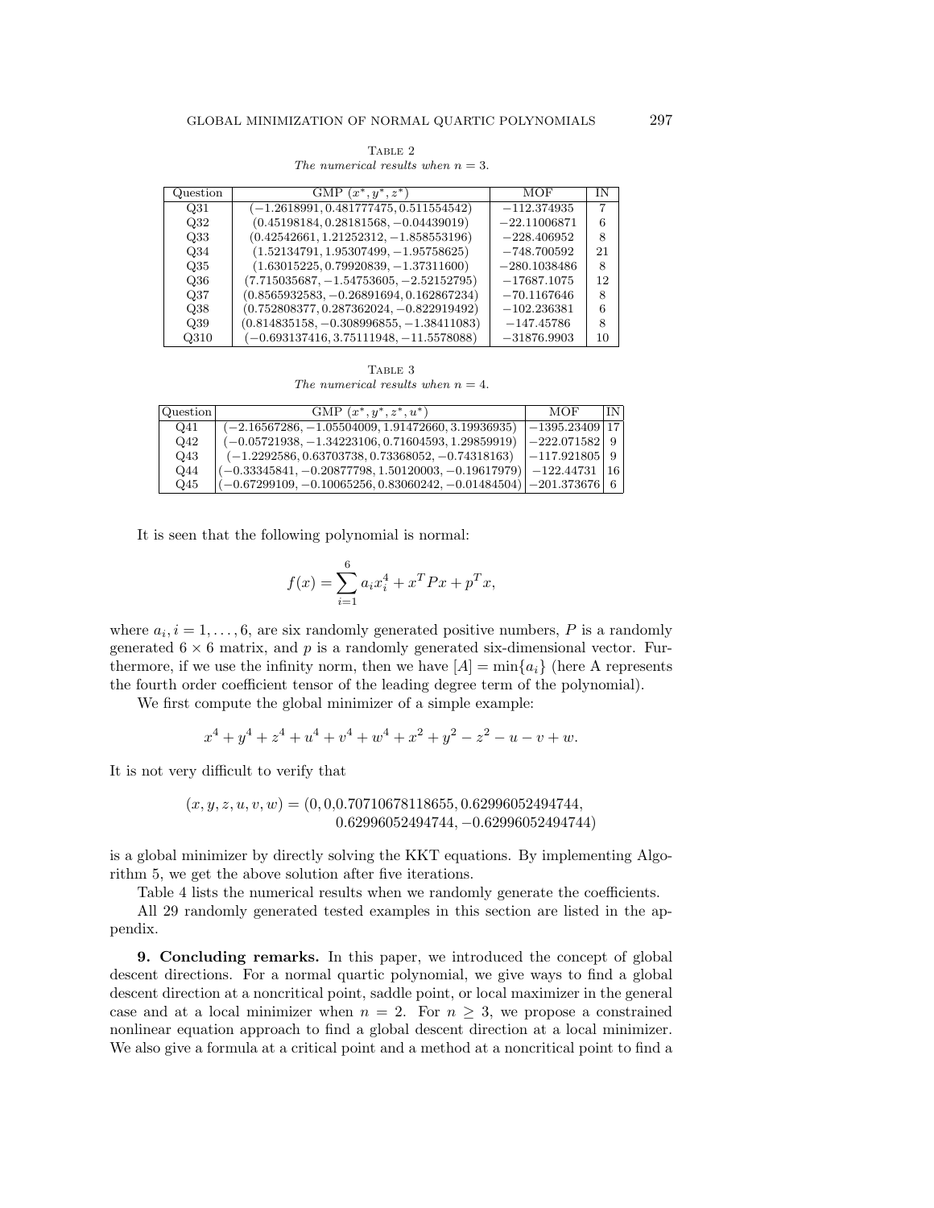Table 2

*The numerical results when $n = 3$.*

| Question | GMP $(x^*, y^*, z^*)$ | MOF | IN |
|---|---|---|---|
| Q31 | $(-1.2618991, 0.481777475, 0.511554542)$ | $-112.374935$ | 7 |
| Q32 | $(0.45198184, 0.28181568, -0.04439019)$ | $-22.11006871$ | 6 |
| Q33 | $(0.42542661, 1.21252312, -1.858553196)$ | $-228.406952$ | 8 |
| Q34 | $(1.52134791, 1.95307499, -1.95758625)$ | $-748.700592$ | 21 |
| Q35 | $(1.63015225, 0.79920839, -1.37311600)$ | $-280.1038486$ | 8 |
| Q36 | $(7.715035687, -1.54753605, -2.52152795)$ | $-17687.1075$ | 12 |
| Q37 | $(0.8565932583, -0.26891694, 0.162867234)$ | $-70.1167646$ | 8 |
| Q38 | $(0.752808377, 0.287362024, -0.822919492)$ | $-102.236381$ | 6 |
| Q39 | $(0.814835158, -0.308996855, -1.38411083)$ | $-147.45786$ | 8 |
| Q310 | $(-0.693137416, 3.75111948, -11.5578088)$ | $-31876.9903$ | 10 |

Table 3

*The numerical results when $n = 4$.*

| Question | GMP $(x^*, y^*, z^*, u^*)$ | MOF | IN |
|---|---|---|---|
| Q41 | $(-2.16567286, -1.05504009, 1.91472660, 3.19936935)$ | $-1395.23409$ | 17 |
| Q42 | $(-0.05721938, -1.34223106, 0.71604593, 1.29859919)$ | $-222.071582$ | 9 |
| Q43 | $(-1.2292586, 0.63703738, 0.73368052, -0.74318163)$ | $-117.921805$ | 9 |
| Q44 | $(-0.33345841, -0.20877798, 1.50120003, -0.19617979)$ | $-122.44731$ | 16 |
| Q45 | $(-0.67299109, -0.10065256, 0.83060242, -0.01484504)$ | $-201.373676$ | 6 |

It is seen that the following polynomial is normal:

$$f(x) = \sum_{i=1}^{6} a_i x_i^4 + x^T P x + p^T x,$$

where $a_i, i = 1, \ldots, 6$, are six randomly generated positive numbers, $P$ is a randomly generated $6 \times 6$ matrix, and $p$ is a randomly generated six-dimensional vector. Furthermore, if we use the infinity norm, then we have $[A] = \min\{a_i\}$ (here A represents the fourth order coefficient tensor of the leading degree term of the polynomial).

We first compute the global minimizer of a simple example:

$$x^4 + y^4 + z^4 + u^4 + v^4 + w^4 + x^2 + y^2 - z^2 - u - v + w.$$

It is not very difficult to verify that

$$(x, y, z, u, v, w) = (0, 0, 0.70710678118655, 0.62996052494744, \\ 0.62996052494744, -0.62996052494744)$$

is a global minimizer by directly solving the KKT equations. By implementing Algorithm 5, we get the above solution after five iterations.

Table 4 lists the numerical results when we randomly generate the coefficients.

All 29 randomly generated tested examples in this section are listed in the appendix.

**9. Concluding remarks.** In this paper, we introduced the concept of global descent directions. For a normal quartic polynomial, we give ways to find a global descent direction at a noncritical point, saddle point, or local maximizer in the general case and at a local minimizer when $n = 2$. For $n \geq 3$, we propose a constrained nonlinear equation approach to find a global descent direction at a local minimizer. We also give a formula at a critical point and a method at a noncritical point to find a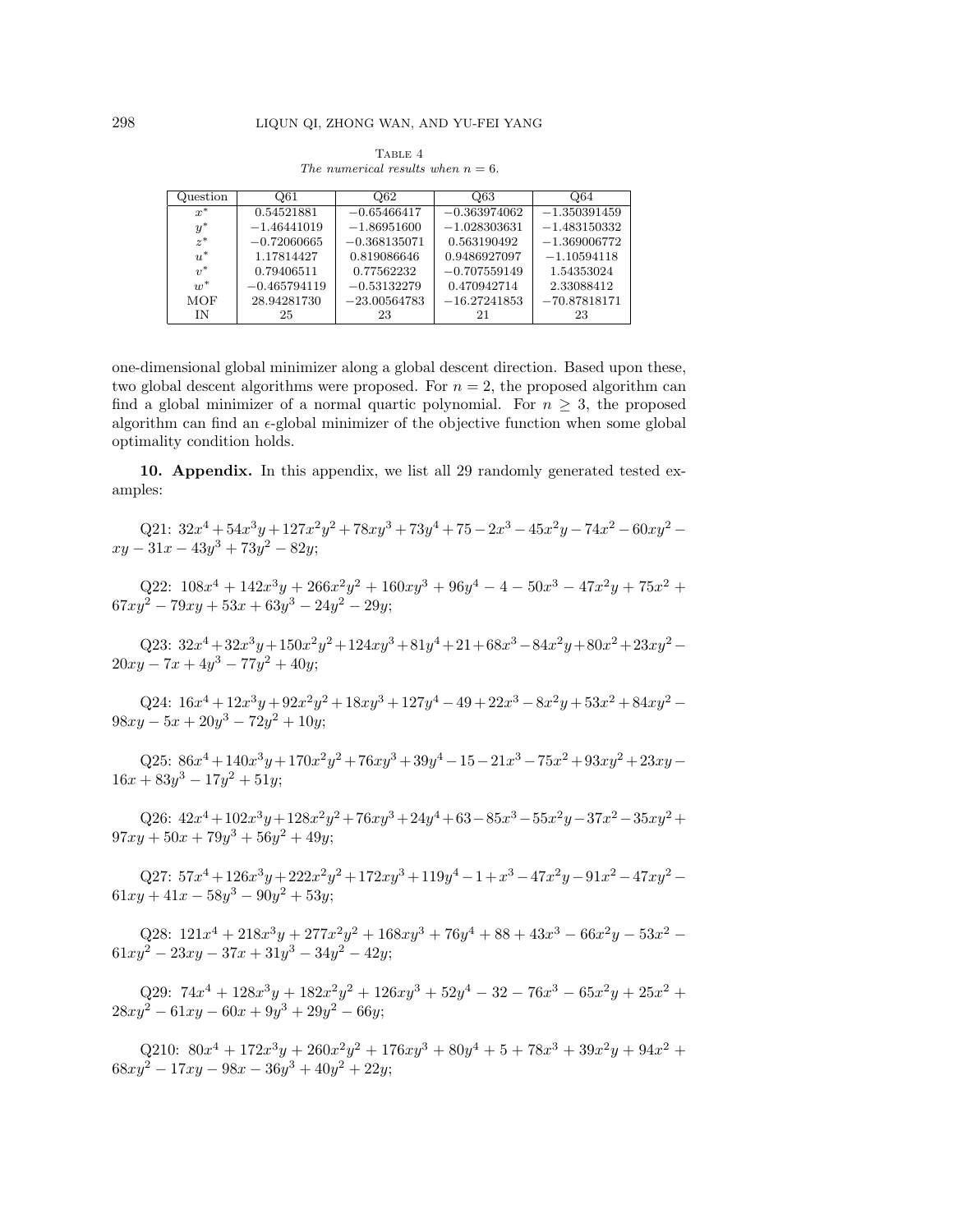Table 4
*The numerical results when $n = 6$.*

| Question | Q61 | Q62 | Q63 | Q64 |
|---|---|---|---|---|
| $x^*$ | 0.54521881 | −0.65466417 | −0.363974062 | −1.350391459 |
| $y^*$ | −1.46441019 | −1.86951600 | −1.028303631 | −1.483150332 |
| $z^*$ | −0.72060665 | −0.368135071 | 0.563190492 | −1.369006772 |
| $u^*$ | 1.17814427 | 0.819086646 | 0.9486927097 | −1.10594118 |
| $v^*$ | 0.79406511 | 0.77562232 | −0.707559149 | 1.54353024 |
| $w^*$ | −0.465794119 | −0.53132279 | 0.470942714 | 2.33088412 |
| MOF | 28.94281730 | −23.00564783 | −16.27241853 | −70.87818171 |
| IN | 25 | 23 | 21 | 23 |

one-dimensional global minimizer along a global descent direction. Based upon these, two global descent algorithms were proposed. For $n = 2$, the proposed algorithm can find a global minimizer of a normal quartic polynomial. For $n \geq 3$, the proposed algorithm can find an $\epsilon$-global minimizer of the objective function when some global optimality condition holds.

**10. Appendix.** In this appendix, we list all 29 randomly generated tested examples:

Q21: $32x^4+54x^3y+127x^2y^2+78xy^3+73y^4+75-2x^3-45x^2y-74x^2-60xy^2-xy-31x-43y^3+73y^2-82y$;

Q22: $108x^4+142x^3y+266x^2y^2+160xy^3+96y^4-4-50x^3-47x^2y+75x^2+67xy^2-79xy+53x+63y^3-24y^2-29y$;

Q23: $32x^4+32x^3y+150x^2y^2+124xy^3+81y^4+21+68x^3-84x^2y+80x^2+23xy^2-20xy-7x+4y^3-77y^2+40y$;

Q24: $16x^4+12x^3y+92x^2y^2+18xy^3+127y^4-49+22x^3-8x^2y+53x^2+84xy^2-98xy-5x+20y^3-72y^2+10y$;

Q25: $86x^4+140x^3y+170x^2y^2+76xy^3+39y^4-15-21x^3-75x^2+93xy^2+23xy-16x+83y^3-17y^2+51y$;

Q26: $42x^4+102x^3y+128x^2y^2+76xy^3+24y^4+63-85x^3-55x^2y-37x^2-35xy^2+97xy+50x+79y^3+56y^2+49y$;

Q27: $57x^4+126x^3y+222x^2y^2+172xy^3+119y^4-1+x^3-47x^2y-91x^2-47xy^2-61xy+41x-58y^3-90y^2+53y$;

Q28: $121x^4+218x^3y+277x^2y^2+168xy^3+76y^4+88+43x^3-66x^2y-53x^2-61xy^2-23xy-37x+31y^3-34y^2-42y$;

Q29: $74x^4+128x^3y+182x^2y^2+126xy^3+52y^4-32-76x^3-65x^2y+25x^2+28xy^2-61xy-60x+9y^3+29y^2-66y$;

Q210: $80x^4+172x^3y+260x^2y^2+176xy^3+80y^4+5+78x^3+39x^2y+94x^2+68xy^2-17xy-98x-36y^3+40y^2+22y$;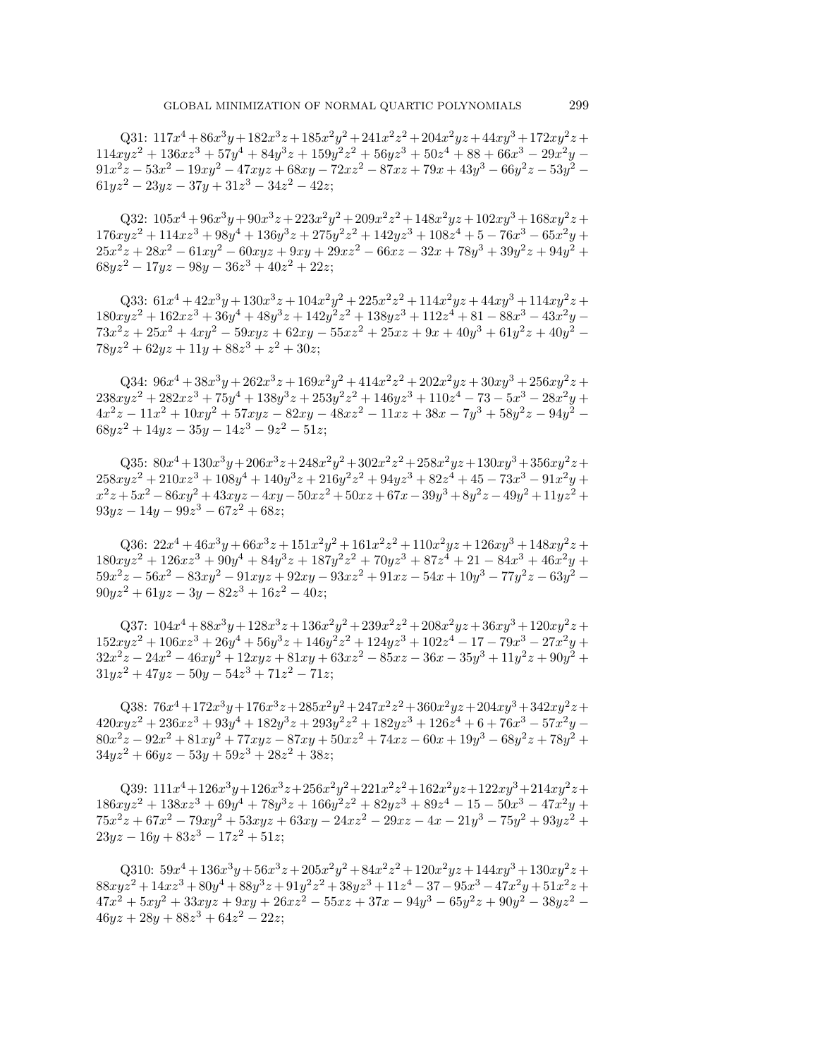Q31: $117x^4+86x^3y+182x^3z+185x^2y^2+241x^2z^2+204x^2yz+44xy^3+172xy^2z+114xyz^2+136xz^3+57y^4+84y^3z+159y^2z^2+56yz^3+50z^4+88+66x^3-29x^2y-91x^2z-53x^2-19xy^2-47xyz+68xy-72xz^2-87xz+79x+43y^3-66y^2z-53y^2-61yz^2-23yz-37y+31z^3-34z^2-42z$;

Q32: $105x^4+96x^3y+90x^3z+223x^2y^2+209x^2z^2+148x^2yz+102xy^3+168xy^2z+176xyz^2+114xz^3+98y^4+136y^3z+275y^2z^2+142yz^3+108z^4+5-76x^3-65x^2y+25x^2z+28x^2-61xy^2-60xyz+9xy+29xz^2-66xz-32x+78y^3+39y^2z+94y^2+68yz^2-17yz-98y-36z^3+40z^2+22z$;

Q33: $61x^4+42x^3y+130x^3z+104x^2y^2+225x^2z^2+114x^2yz+44xy^3+114xy^2z+180xyz^2+162xz^3+36y^4+48y^3z+142y^2z^2+138yz^3+112z^4+81-88x^3-43x^2y-73x^2z+25x^2+4xy^2-59xyz+62xy-55xz^2+25xz+9x+40y^3+61y^2z+40y^2-78yz^2+62yz+11y+88z^3+z^2+30z$;

Q34: $96x^4+38x^3y+262x^3z+169x^2y^2+414x^2z^2+202x^2yz+30xy^3+256xy^2z+238xyz^2+282xz^3+75y^4+138y^3z+253y^2z^2+146yz^3+110z^4-73-5x^3-28x^2y+4x^2z-11x^2+10xy^2+57xyz-82xy-48xz^2-11xz+38x-7y^3+58y^2z-94y^2-68yz^2+14yz-35y-14z^3-9z^2-51z$;

Q35: $80x^4+130x^3y+206x^3z+248x^2y^2+302x^2z^2+258x^2yz+130xy^3+356xy^2z+258xyz^2+210xz^3+108y^4+140y^3z+216y^2z^2+94yz^3+82z^4+45-73x^3-91x^2y+x^2z+5x^2-86xy^2+43xyz-4xy-50xz^2+50xz+67x-39y^3+8y^2z-49y^2+11yz^2+93yz-14y-99z^3-67z^2+68z$;

Q36: $22x^4+46x^3y+66x^3z+151x^2y^2+161x^2z^2+110x^2yz+126xy^3+148xy^2z+180xyz^2+126xz^3+90y^4+84y^3z+187y^2z^2+70yz^3+87z^4+21-84x^3+46x^2y+59x^2z-56x^2-83xy^2-91xyz+92xy-93xz^2+91xz-54x+10y^3-77y^2z-63y^2-90yz^2+61yz-3y-82z^3+16z^2-40z$;

Q37: $104x^4+88x^3y+128x^3z+136x^2y^2+239x^2z^2+208x^2yz+36xy^3+120xy^2z+152xyz^2+106xz^3+26y^4+56y^3z+146y^2z^2+124yz^3+102z^4-17-79x^3-27x^2y+32x^2z-24x^2-46xy^2+12xyz+81xy+63xz^2-85xz-36x-35y^3+11y^2z+90y^2+31yz^2+47yz-50y-54z^3+71z^2-71z$;

Q38: $76x^4+172x^3y+176x^3z+285x^2y^2+247x^2z^2+360x^2yz+204xy^3+342xy^2z+420xyz^2+236xz^3+93y^4+182y^3z+293y^2z^2+182yz^3+126z^4+6+76x^3-57x^2y-80x^2z-92x^2+81xy^2+77xyz-87xy+50xz^2+74xz-60x+19y^3-68y^2z+78y^2+34yz^2+66yz-53y+59z^3+28z^2+38z$;

Q39: $111x^4+126x^3y+126x^3z+256x^2y^2+221x^2z^2+162x^2yz+122xy^3+214xy^2z+186xyz^2+138xz^3+69y^4+78y^3z+166y^2z^2+82yz^3+89z^4-15-50x^3-47x^2y+75x^2z+67x^2-79xy^2+53xyz+63xy-24xz^2-29xz-4x-21y^3-75y^2+93yz^2+23yz-16y+83z^3-17z^2+51z$;

Q310: $59x^4+136x^3y+56x^3z+205x^2y^2+84x^2z^2+120x^2yz+144xy^3+130xy^2z+88xyz^2+14xz^3+80y^4+88y^3z+91y^2z^2+38yz^3+11z^4-37-95x^3-47x^2y+51x^2z+47x^2+5xy^2+33xyz+9xy+26xz^2-55xz+37x-94y^3-65y^2z+90y^2-38yz^2-46yz+28y+88z^3+64z^2-22z$;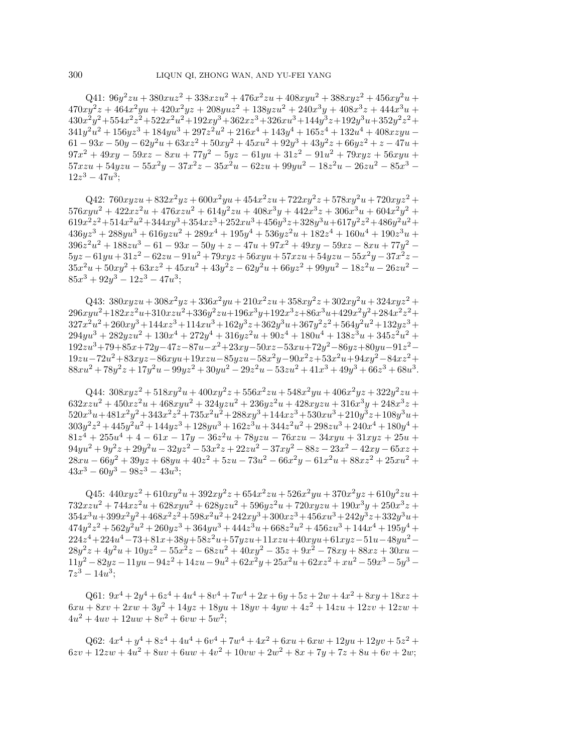Q41: $96y^2zu + 380xuz^2 + 338xzu^2 + 476x^2zu + 408xyu^2 + 388xyz^2 + 456xy^2u + 470xy^2z + 464x^2yu + 420x^2yz + 208yuz^2 + 138yzu^2 + 240x^3y + 408x^3z + 444x^3u + 430x^2y^2 + 554x^2z^2 + 522x^2u^2 + 192xy^3 + 362xz^3 + 326xu^3 + 144y^3z + 192y^3u + 352y^2z^2 + 341y^2u^2 + 156yz^3 + 184yu^3 + 297z^2u^2 + 216x^4 + 143y^4 + 165z^4 + 132u^4 + 408xzyu - 61 - 93x - 50y - 62y^2u + 63xz^2 + 50xy^2 + 45xu^2 + 92y^3 + 43y^2z + 66yz^2 + z - 47u + 97x^2 + 49xy - 59xz - 8xu + 77y^2 - 5yz - 61yu + 31z^2 - 91u^2 + 79xyz + 56xyu + 57xzu + 54yzu - 55x^2y - 37x^2z - 35x^2u - 62zu + 99yu^2 - 18z^2u - 26zu^2 - 85x^3 - 12z^3 - 47u^3$;

Q42: $760xyzu + 832x^2yz + 600x^2yu + 454x^2zu + 722xy^2z + 578xy^2u + 720xyz^2 + 576xyu^2 + 422xz^2u + 476xzu^2 + 614y^2zu + 408x^3y + 442x^3z + 306x^3u + 604x^2y^2 + 619x^2z^2 + 514x^2u^2 + 344xy^3 + 354xz^3 + 252xu^3 + 456y^3z + 328y^3u + 617y^2z^2 + 486y^2u^2 + 436yz^3 + 288yu^3 + 616yzu^2 + 289x^4 + 195y^4 + 536yz^2u + 182z^4 + 160u^4 + 190z^3u + 396z^2u^2 + 188zu^3 - 61 - 93x - 50y + z - 47u + 97x^2 + 49xy - 59xz - 8xu + 77y^2 - 5yz - 61yu + 31z^2 - 62zu - 91u^2 + 79xyz + 56xyu + 57xzu + 54yzu - 55x^2y - 37x^2z - 35x^2u + 50xy^2 + 63xz^2 + 45xu^2 + 43y^2z - 62y^2u + 66yz^2 + 99yu^2 - 18z^2u - 26zu^2 - 85x^3 + 92y^3 - 12z^3 - 47u^3$;

Q43: $380xyzu + 308x^2yz + 336x^2yu + 210x^2zu + 358xy^2z + 302xy^2u + 324xyz^2 + 296xyu^2 + 182xz^2u + 310xzu^2 + 336y^2zu + 196x^3y + 192x^3z + 86x^3u + 429x^2y^2 + 284x^2z^2 + 327x^2u^2 + 260xy^3 + 144xz^3 + 114xu^3 + 162y^3z + 362y^3u + 367y^2z^2 + 564y^2u^2 + 132yz^3 + 294yu^3 + 282yzu^2 + 130x^4 + 272y^4 + 316yz^2u + 90z^4 + 180u^4 + 138z^3u + 345z^2u^2 + 192zu^3 + 79 + 85x + 72y - 47z - 87u - x^2 + 23xy - 50xz - 53xu + 72y^2 - 86yz + 80yu - 91z^2 - 19zu - 72u^2 + 83xyz - 86xyu + 19xzu - 85yzu - 58x^2y - 90x^2z + 53x^2u + 94xy^2 - 84xz^2 + 88xu^2 + 78y^2z + 17y^2u - 99yz^2 + 30yu^2 - 29z^2u - 53zu^2 + 41x^3 + 49y^3 + 66z^3 + 68u^3$.

Q44: $308xyz^2 + 518xy^2u + 400xy^2z + 556x^2zu + 548x^2yu + 406x^2yz + 322y^2zu + 632xzu^2 + 450xz^2u + 468xyu^2 + 324yzu^2 + 236yz^2u + 428xyzu + 316x^3y + 248x^3z + 520x^3u + 481x^2y^2 + 343x^2z^2 + 735x^2u^2 + 288xy^3 + 144xz^3 + 530xu^3 + 210y^3z + 108y^3u + 303y^2z^2 + 445y^2u^2 + 144yz^3 + 128yu^3 + 162z^3u + 344z^2u^2 + 298zu^3 + 240x^4 + 180y^4 + 81z^4 + 255u^4 + 4 - 61x - 17y - 36z^2u + 78yzu - 76xzu - 34xyu + 31xyz + 25u + 94yu^2 + 9y^2z + 29y^2u - 32yz^2 - 53x^2z + 22zu^2 - 37xy^2 - 88z - 23x^2 - 42xy - 65xz + 28xu - 66y^2 + 39yz + 68yu + 40z^2 + 5zu - 73u^2 - 66x^2y - 61x^2u + 88xz^2 + 25xu^2 + 43x^3 - 60y^3 - 98z^3 - 43u^3$;

Q45: $440xyz^2 + 610xy^2u + 392xy^2z + 654x^2zu + 526x^2yu + 370x^2yz + 610y^2zu + 732xzu^2 + 744xz^2u + 628xyu^2 + 628yzu^2 + 596yz^2u + 720xyzu + 190x^3y + 250x^3z + 354x^3u + 399x^2y^2 + 468x^2z^2 + 598x^2u^2 + 242xy^3 + 300xz^3 + 456xu^3 + 242y^3z + 332y^3u + 474y^2z^2 + 562y^2u^2 + 260yz^3 + 364yu^3 + 444z^3u + 668z^2u^2 + 456zu^3 + 144x^4 + 195y^4 + 224z^4 + 224u^4 - 73 + 81x + 38y + 58z^2u + 57yzu + 11xzu + 40xyu + 61xyz - 51u - 48yu^2 - 28y^2z + 4y^2u + 10yz^2 - 55x^2z - 68zu^2 + 40xy^2 - 35z + 9x^2 - 78xy + 88xz + 30xu - 11y^2 - 82yz - 11yu - 94z^2 + 14zu - 9u^2 + 62x^2y + 25x^2u + 62xz^2 + xu^2 - 59x^3 - 5y^3 - 7z^3 - 14u^3$;

Q61: $9x^4 + 2y^4 + 6z^4 + 4u^4 + 8v^4 + 7w^4 + 2x + 6y + 5z + 2w + 4x^2 + 8xy + 18xz + 6xu + 8xv + 2xw + 3y^2 + 14yz + 18yu + 18yv + 4yw + 4z^2 + 14zu + 12zv + 12zw + 4u^2 + 4uv + 12uw + 8v^2 + 6vw + 5w^2$;

Q62: $4x^4 + y^4 + 8z^4 + 4u^4 + 6v^4 + 7w^4 + 4x^2 + 6xu + 6xw + 12yu + 12yv + 5z^2 + 6zv + 12zw + 4u^2 + 8uv + 6uw + 4v^2 + 10vw + 2w^2 + 8x + 7y + 7z + 8u + 6v + 2w$;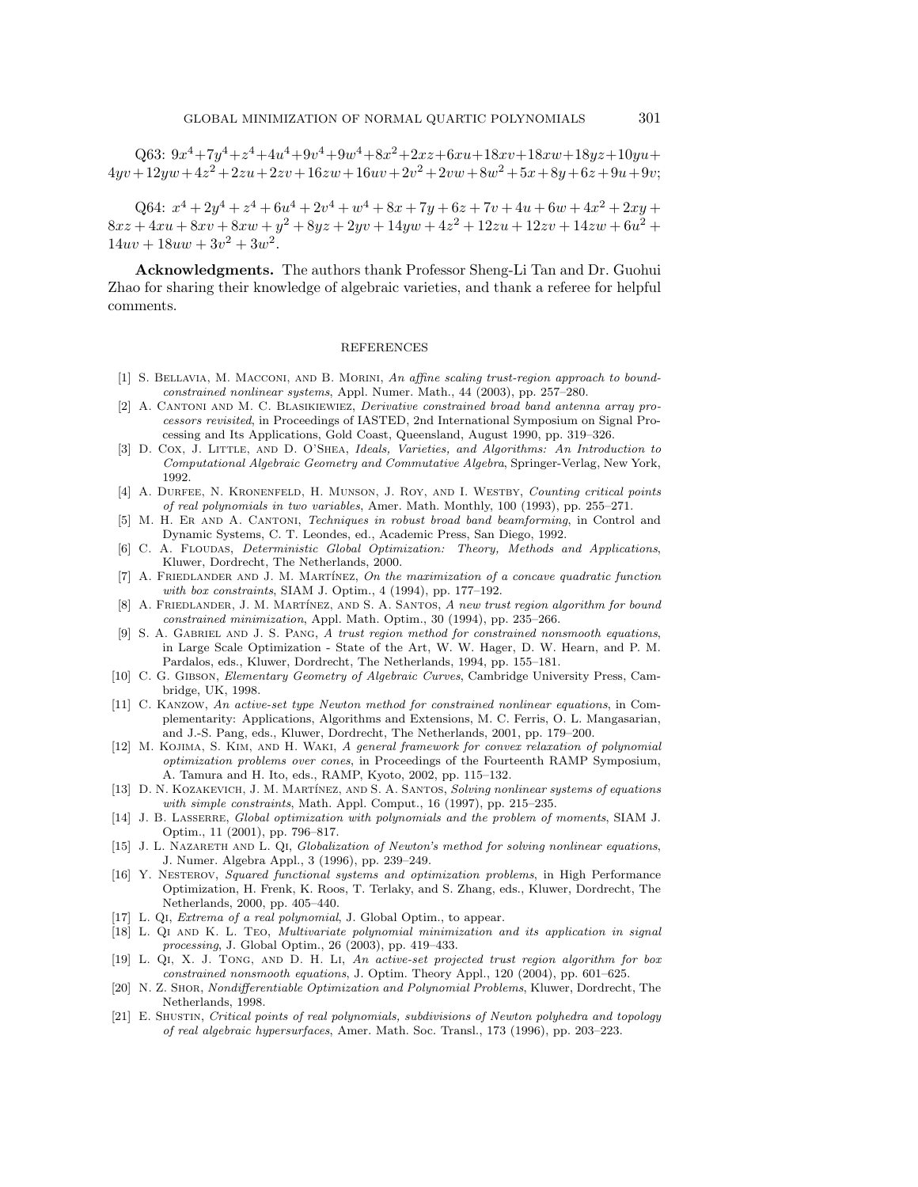Q63: $9x^4+7y^4+z^4+4u^4+9v^4+9w^4+8x^2+2xz+6xu+18xv+18xw+18yz+10yu+4yv+12yw+4z^2+2zu+2zv+16zw+16uv+2v^2+2vw+8w^2+5x+8y+6z+9u+9v$;

Q64: $x^4+2y^4+z^4+6u^4+2v^4+w^4+8x+7y+6z+7v+4u+6w+4x^2+2xy+8xz+4xu+8xv+8xw+y^2+8yz+2yv+14yw+4z^2+12zu+12zv+14zw+6u^2+14uv+18uw+3v^2+3w^2$.

**Acknowledgments.** The authors thank Professor Sheng-Li Tan and Dr. Guohui Zhao for sharing their knowledge of algebraic varieties, and thank a referee for helpful comments.

## REFERENCES

[1] S. Bellavia, M. Macconi, and B. Morini, *An affine scaling trust-region approach to bound-constrained nonlinear systems*, Appl. Numer. Math., 44 (2003), pp. 257–280.

[2] A. Cantoni and M. C. Blasikiewiez, *Derivative constrained broad band antenna array processors revisited*, in Proceedings of IASTED, 2nd International Symposium on Signal Processing and Its Applications, Gold Coast, Queensland, August 1990, pp. 319–326.

[3] D. Cox, J. Little, and D. O'Shea, *Ideals, Varieties, and Algorithms: An Introduction to Computational Algebraic Geometry and Commutative Algebra*, Springer-Verlag, New York, 1992.

[4] A. Durfee, N. Kronenfeld, H. Munson, J. Roy, and I. Westby, *Counting critical points of real polynomials in two variables*, Amer. Math. Monthly, 100 (1993), pp. 255–271.

[5] M. H. Er and A. Cantoni, *Techniques in robust broad band beamforming*, in Control and Dynamic Systems, C. T. Leondes, ed., Academic Press, San Diego, 1992.

[6] C. A. Floudas, *Deterministic Global Optimization: Theory, Methods and Applications*, Kluwer, Dordrecht, The Netherlands, 2000.

[7] A. Friedlander and J. M. Martínez, *On the maximization of a concave quadratic function with box constraints*, SIAM J. Optim., 4 (1994), pp. 177–192.

[8] A. Friedlander, J. M. Martínez, and S. A. Santos, *A new trust region algorithm for bound constrained minimization*, Appl. Math. Optim., 30 (1994), pp. 235–266.

[9] S. A. Gabriel and J. S. Pang, *A trust region method for constrained nonsmooth equations*, in Large Scale Optimization - State of the Art, W. W. Hager, D. W. Hearn, and P. M. Pardalos, eds., Kluwer, Dordrecht, The Netherlands, 1994, pp. 155–181.

[10] C. G. Gibson, *Elementary Geometry of Algebraic Curves*, Cambridge University Press, Cambridge, UK, 1998.

[11] C. Kanzow, *An active-set type Newton method for constrained nonlinear equations*, in Complementarity: Applications, Algorithms and Extensions, M. C. Ferris, O. L. Mangasarian, and J.-S. Pang, eds., Kluwer, Dordrecht, The Netherlands, 2001, pp. 179–200.

[12] M. Kojima, S. Kim, and H. Waki, *A general framework for convex relaxation of polynomial optimization problems over cones*, in Proceedings of the Fourteenth RAMP Symposium, A. Tamura and H. Ito, eds., RAMP, Kyoto, 2002, pp. 115–132.

[13] D. N. Kozakevich, J. M. Martínez, and S. A. Santos, *Solving nonlinear systems of equations with simple constraints*, Math. Appl. Comput., 16 (1997), pp. 215–235.

[14] J. B. Lasserre, *Global optimization with polynomials and the problem of moments*, SIAM J. Optim., 11 (2001), pp. 796–817.

[15] J. L. Nazareth and L. Qi, *Globalization of Newton's method for solving nonlinear equations*, J. Numer. Algebra Appl., 3 (1996), pp. 239–249.

[16] Y. Nesterov, *Squared functional systems and optimization problems*, in High Performance Optimization, H. Frenk, K. Roos, T. Terlaky, and S. Zhang, eds., Kluwer, Dordrecht, The Netherlands, 2000, pp. 405–440.

[17] L. Qi, *Extrema of a real polynomial*, J. Global Optim., to appear.

[18] L. Qi and K. L. Teo, *Multivariate polynomial minimization and its application in signal processing*, J. Global Optim., 26 (2003), pp. 419–433.

[19] L. Qi, X. J. Tong, and D. H. Li, *An active-set projected trust region algorithm for box constrained nonsmooth equations*, J. Optim. Theory Appl., 120 (2004), pp. 601–625.

[20] N. Z. Shor, *Nondifferentiable Optimization and Polynomial Problems*, Kluwer, Dordrecht, The Netherlands, 1998.

[21] E. Shustin, *Critical points of real polynomials, subdivisions of Newton polyhedra and topology of real algebraic hypersurfaces*, Amer. Math. Soc. Transl., 173 (1996), pp. 203–223.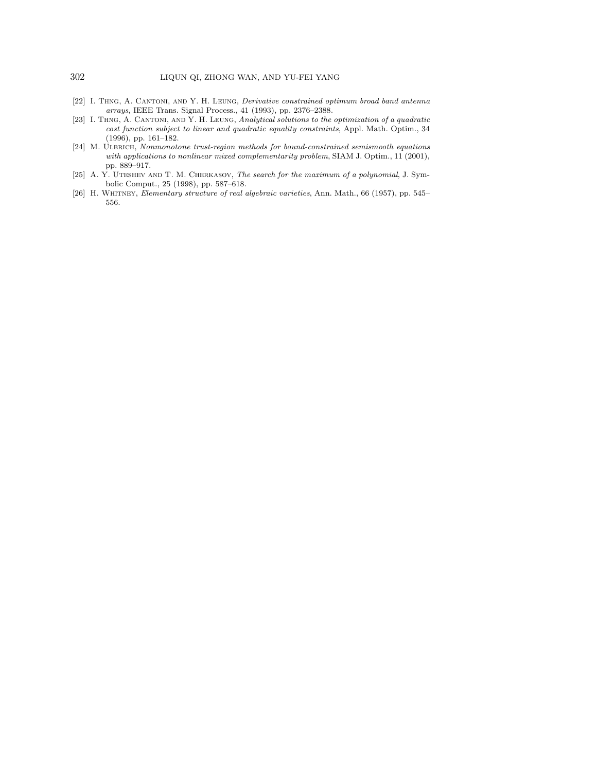[22] I. Thng, A. Cantoni, and Y. H. Leung, *Derivative constrained optimum broad band antenna arrays*, IEEE Trans. Signal Process., 41 (1993), pp. 2376–2388.

[23] I. Thng, A. Cantoni, and Y. H. Leung, *Analytical solutions to the optimization of a quadratic cost function subject to linear and quadratic equality constraints*, Appl. Math. Optim., 34 (1996), pp. 161–182.

[24] M. Ulbrich, *Nonmonotone trust-region methods for bound-constrained semismooth equations with applications to nonlinear mixed complementarity problem*, SIAM J. Optim., 11 (2001), pp. 889–917.

[25] A. Y. Uteshev and T. M. Cherkasov, *The search for the maximum of a polynomial*, J. Symbolic Comput., 25 (1998), pp. 587–618.

[26] H. Whitney, *Elementary structure of real algebraic varieties*, Ann. Math., 66 (1957), pp. 545–556.